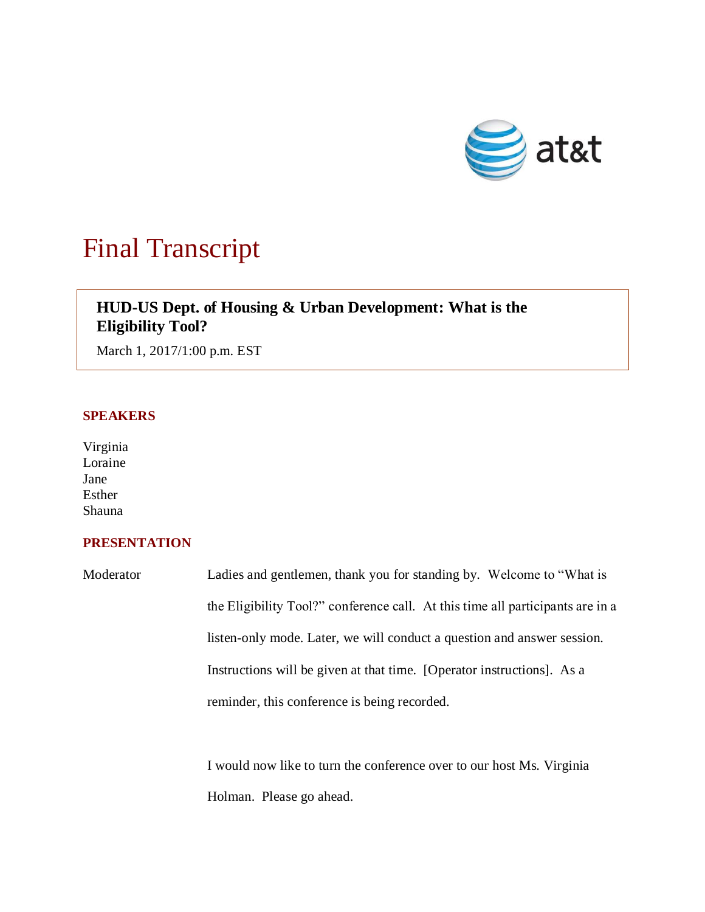# Final Transcript

**HUD-US Dept. of Housing & Urban Development: What is the Eligibility Tool?**

March 1, 2017/1:00 p.m. EST

## SPEAKERS

Virginia
Loraine
Jane
Esther
Shauna

## PRESENTATION

Moderator Ladies and gentlemen, thank you for standing by. Welcome to "What is the Eligibility Tool?" conference call. At this time all participants are in a listen-only mode. Later, we will conduct a question and answer session. Instructions will be given at that time. [Operator instructions]. As a reminder, this conference is being recorded.

I would now like to turn the conference over to our host Ms. Virginia Holman. Please go ahead.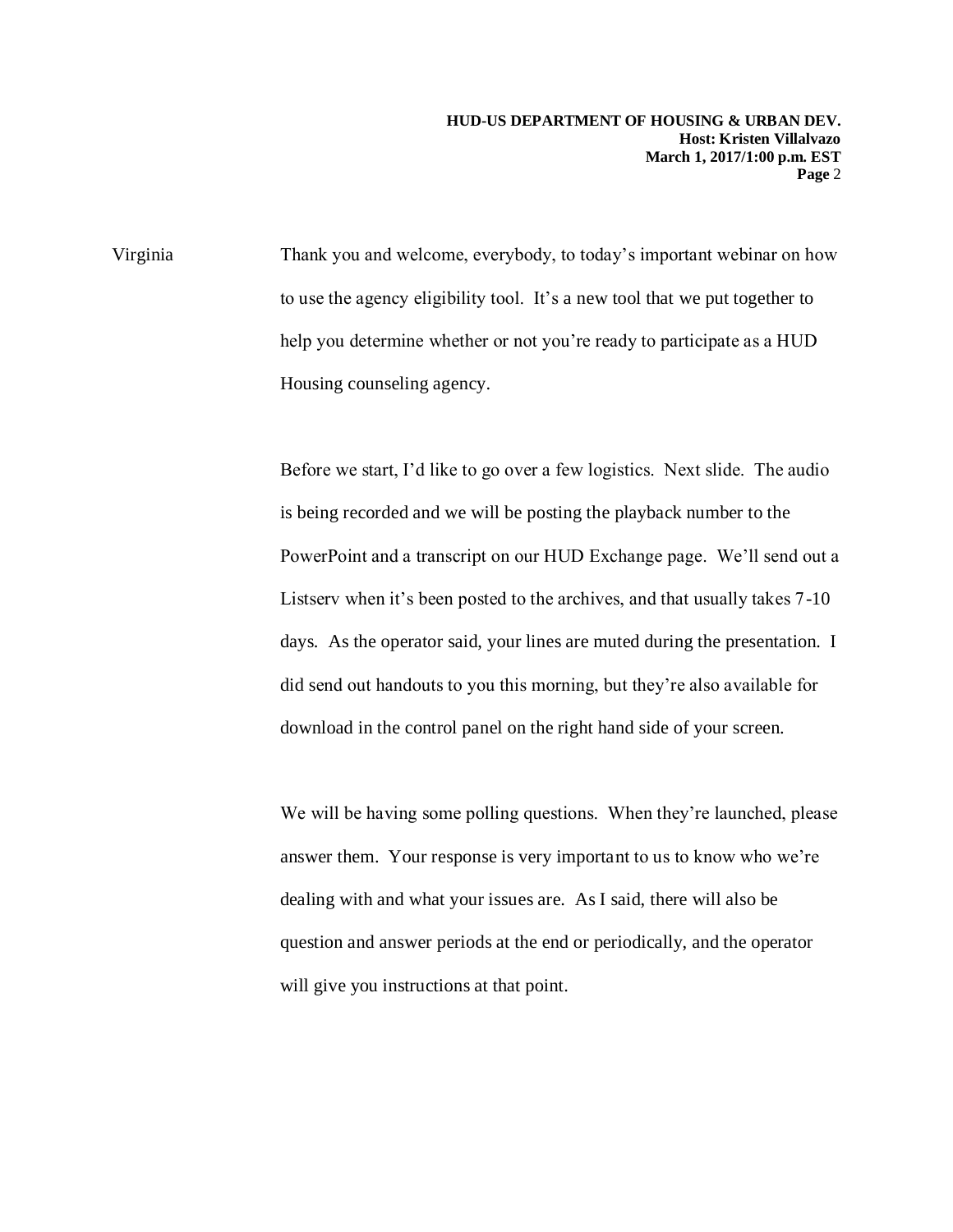Virginia Thank you and welcome, everybody, to today's important webinar on how to use the agency eligibility tool. It's a new tool that we put together to help you determine whether or not you're ready to participate as a HUD Housing counseling agency.

Before we start, I'd like to go over a few logistics. Next slide. The audio is being recorded and we will be posting the playback number to the PowerPoint and a transcript on our HUD Exchange page. We'll send out a Listserv when it's been posted to the archives, and that usually takes 7-10 days. As the operator said, your lines are muted during the presentation. I did send out handouts to you this morning, but they're also available for download in the control panel on the right hand side of your screen.

We will be having some polling questions. When they're launched, please answer them. Your response is very important to us to know who we're dealing with and what your issues are. As I said, there will also be question and answer periods at the end or periodically, and the operator will give you instructions at that point.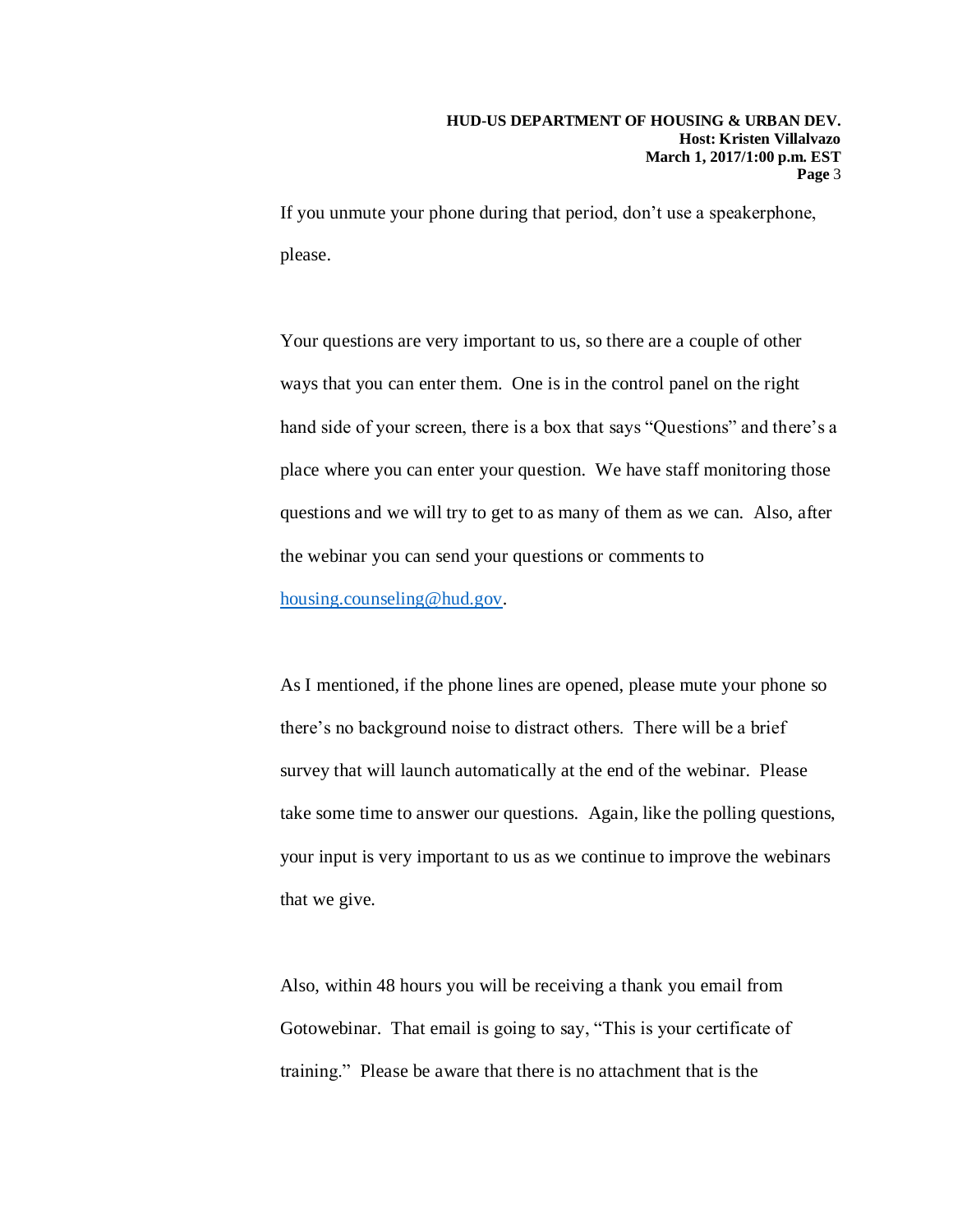If you unmute your phone during that period, don't use a speakerphone, please.

Your questions are very important to us, so there are a couple of other ways that you can enter them. One is in the control panel on the right hand side of your screen, there is a box that says "Questions" and there's a place where you can enter your question. We have staff monitoring those questions and we will try to get to as many of them as we can. Also, after the webinar you can send your questions or comments to housing.counseling@hud.gov.

As I mentioned, if the phone lines are opened, please mute your phone so there's no background noise to distract others. There will be a brief survey that will launch automatically at the end of the webinar. Please take some time to answer our questions. Again, like the polling questions, your input is very important to us as we continue to improve the webinars that we give.

Also, within 48 hours you will be receiving a thank you email from Gotowebinar. That email is going to say, "This is your certificate of training." Please be aware that there is no attachment that is the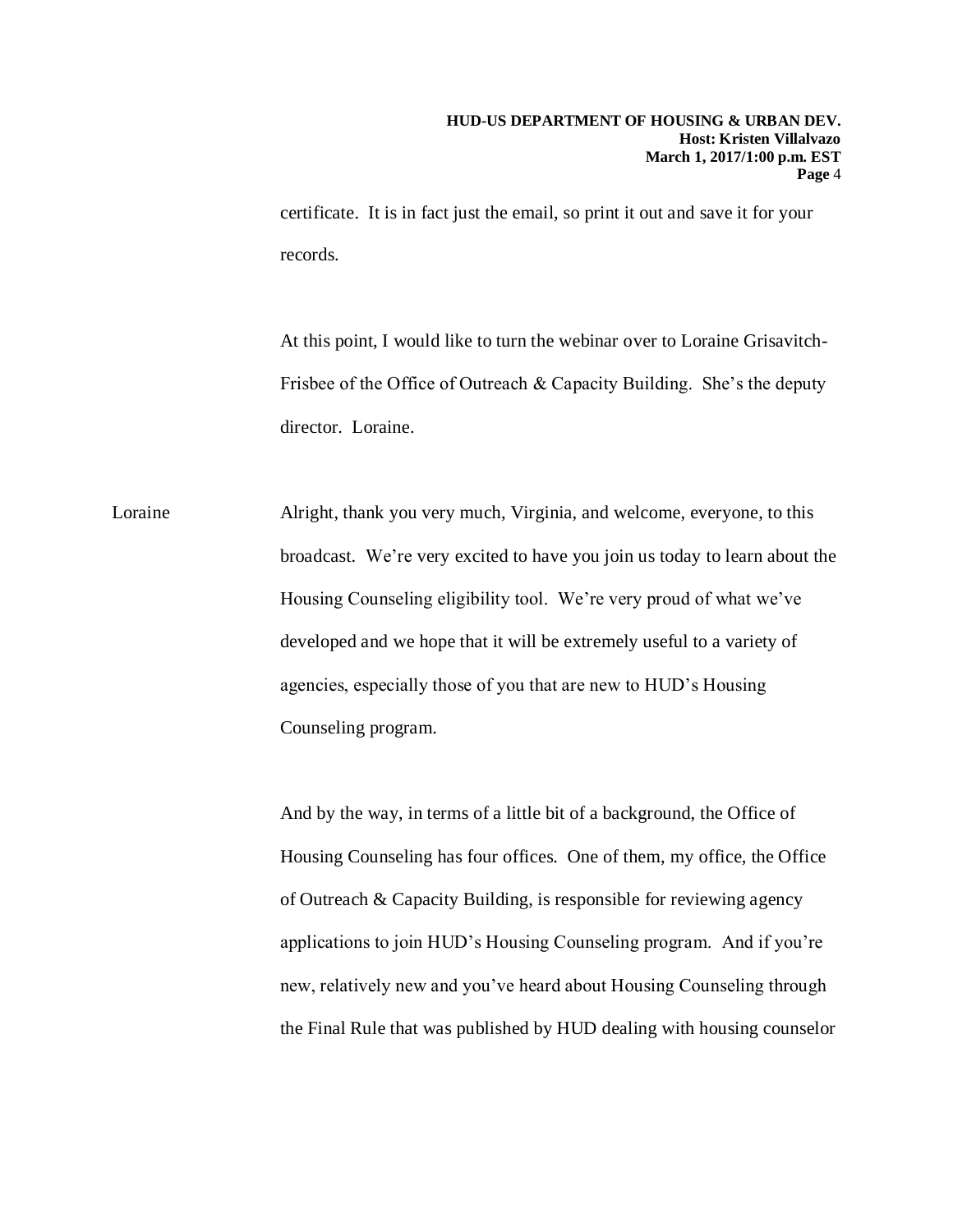certificate. It is in fact just the email, so print it out and save it for your records.

At this point, I would like to turn the webinar over to Loraine Grisavitch-Frisbee of the Office of Outreach & Capacity Building. She's the deputy director. Loraine.

Loraine Alright, thank you very much, Virginia, and welcome, everyone, to this broadcast. We're very excited to have you join us today to learn about the Housing Counseling eligibility tool. We're very proud of what we've developed and we hope that it will be extremely useful to a variety of agencies, especially those of you that are new to HUD's Housing Counseling program.

And by the way, in terms of a little bit of a background, the Office of Housing Counseling has four offices. One of them, my office, the Office of Outreach & Capacity Building, is responsible for reviewing agency applications to join HUD's Housing Counseling program. And if you're new, relatively new and you've heard about Housing Counseling through the Final Rule that was published by HUD dealing with housing counselor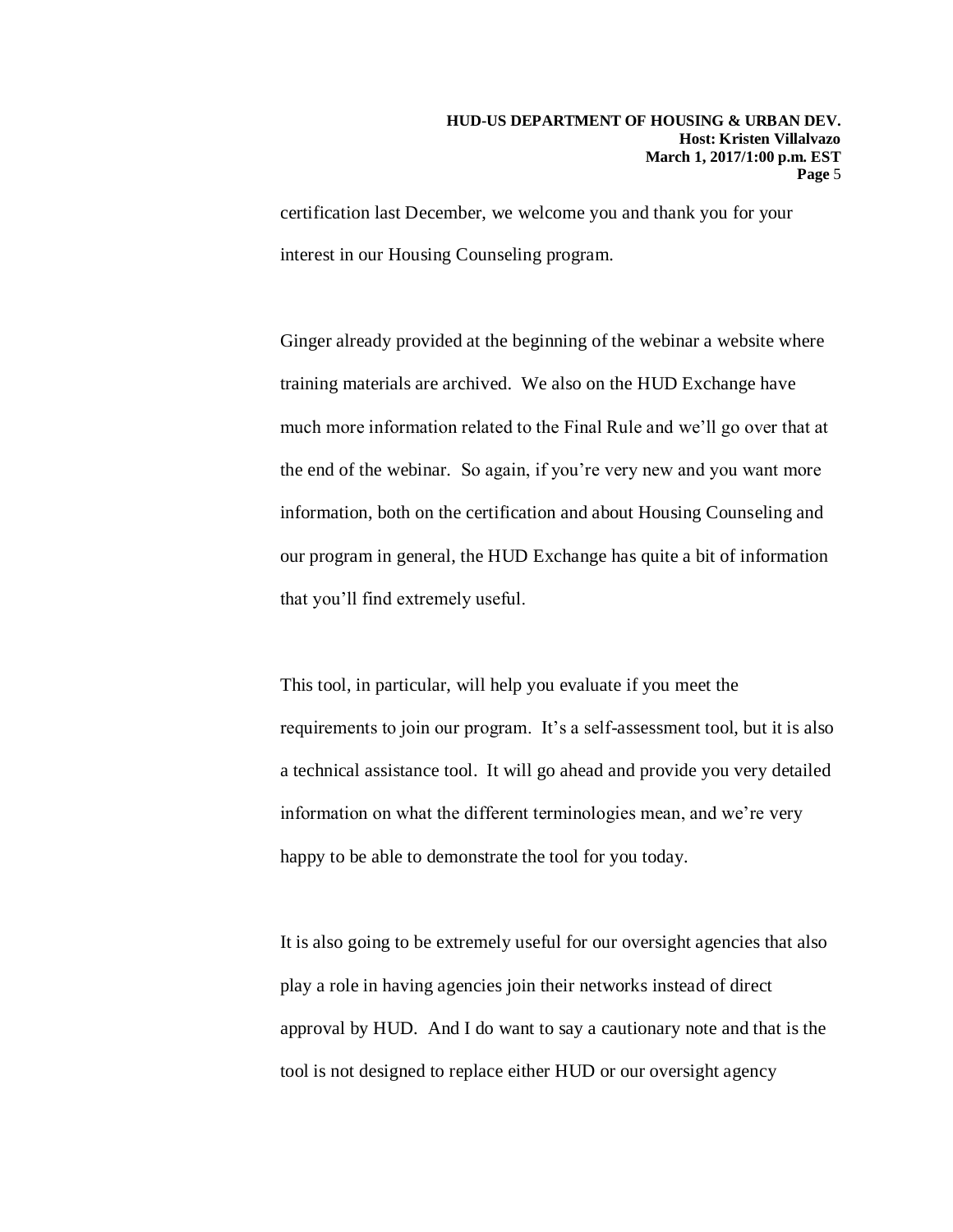certification last December, we welcome you and thank you for your interest in our Housing Counseling program.

Ginger already provided at the beginning of the webinar a website where training materials are archived. We also on the HUD Exchange have much more information related to the Final Rule and we'll go over that at the end of the webinar. So again, if you're very new and you want more information, both on the certification and about Housing Counseling and our program in general, the HUD Exchange has quite a bit of information that you'll find extremely useful.

This tool, in particular, will help you evaluate if you meet the requirements to join our program. It's a self-assessment tool, but it is also a technical assistance tool. It will go ahead and provide you very detailed information on what the different terminologies mean, and we're very happy to be able to demonstrate the tool for you today.

It is also going to be extremely useful for our oversight agencies that also play a role in having agencies join their networks instead of direct approval by HUD. And I do want to say a cautionary note and that is the tool is not designed to replace either HUD or our oversight agency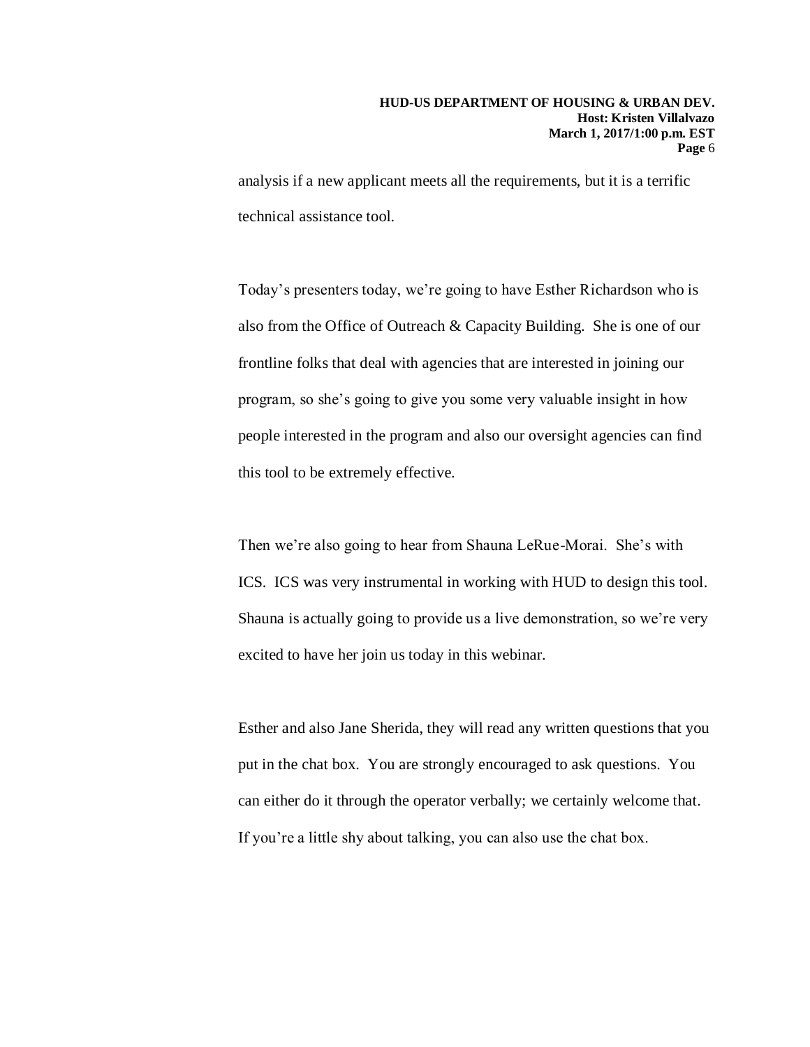analysis if a new applicant meets all the requirements, but it is a terrific technical assistance tool.

Today's presenters today, we're going to have Esther Richardson who is also from the Office of Outreach & Capacity Building. She is one of our frontline folks that deal with agencies that are interested in joining our program, so she's going to give you some very valuable insight in how people interested in the program and also our oversight agencies can find this tool to be extremely effective.

Then we're also going to hear from Shauna LeRue-Morai. She's with ICS. ICS was very instrumental in working with HUD to design this tool. Shauna is actually going to provide us a live demonstration, so we're very excited to have her join us today in this webinar.

Esther and also Jane Sherida, they will read any written questions that you put in the chat box. You are strongly encouraged to ask questions. You can either do it through the operator verbally; we certainly welcome that. If you're a little shy about talking, you can also use the chat box.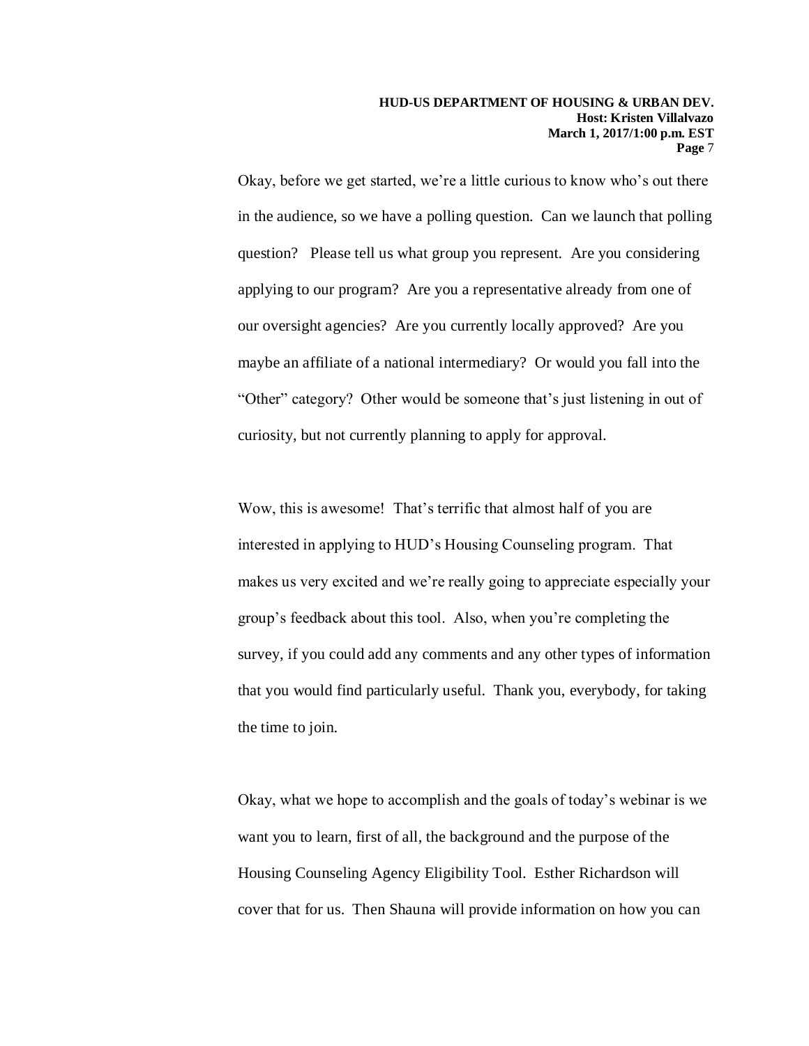Okay, before we get started, we're a little curious to know who's out there in the audience, so we have a polling question. Can we launch that polling question? Please tell us what group you represent. Are you considering applying to our program? Are you a representative already from one of our oversight agencies? Are you currently locally approved? Are you maybe an affiliate of a national intermediary? Or would you fall into the "Other" category? Other would be someone that's just listening in out of curiosity, but not currently planning to apply for approval.

Wow, this is awesome! That's terrific that almost half of you are interested in applying to HUD's Housing Counseling program. That makes us very excited and we're really going to appreciate especially your group's feedback about this tool. Also, when you're completing the survey, if you could add any comments and any other types of information that you would find particularly useful. Thank you, everybody, for taking the time to join.

Okay, what we hope to accomplish and the goals of today's webinar is we want you to learn, first of all, the background and the purpose of the Housing Counseling Agency Eligibility Tool. Esther Richardson will cover that for us. Then Shauna will provide information on how you can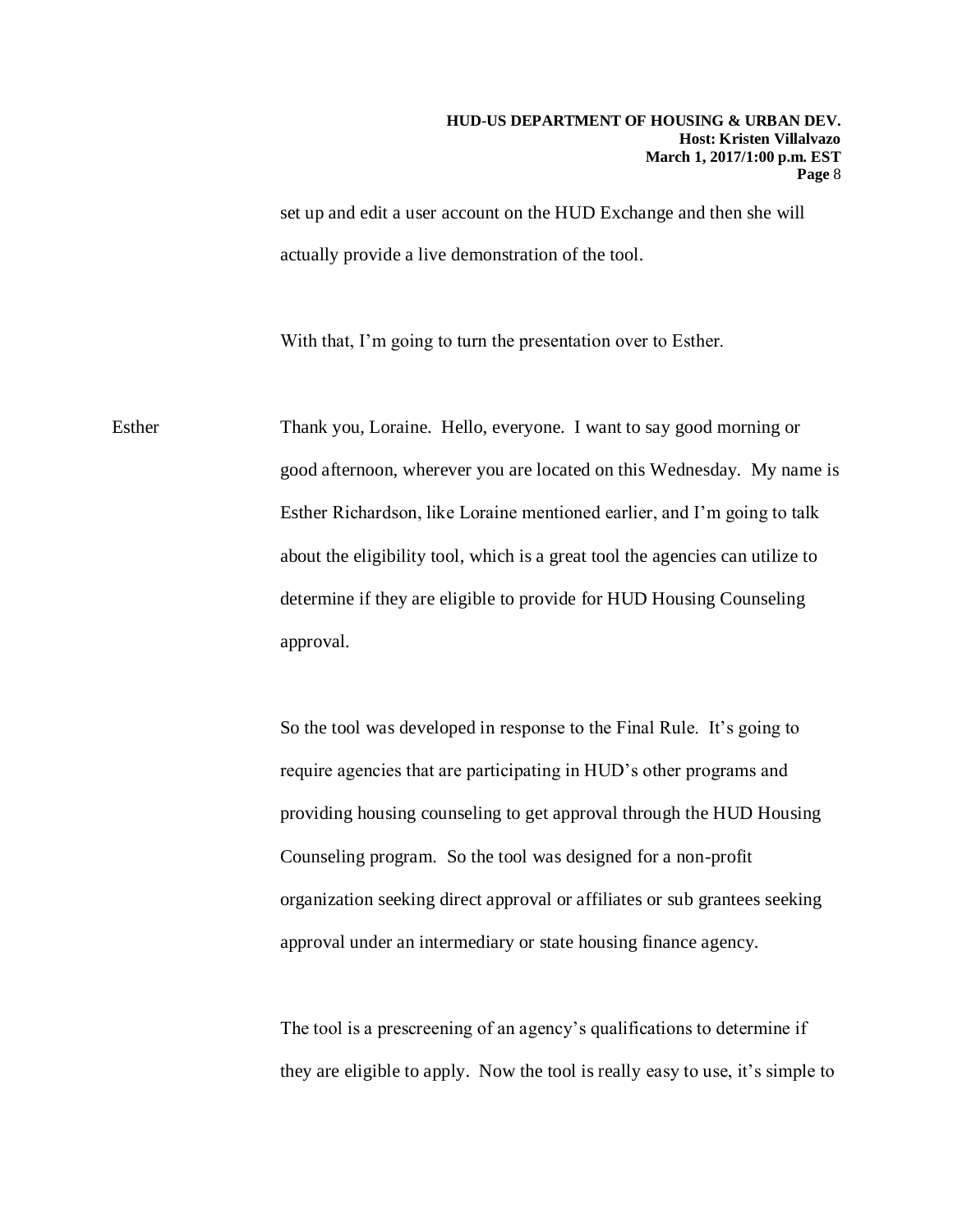set up and edit a user account on the HUD Exchange and then she will actually provide a live demonstration of the tool.

With that, I'm going to turn the presentation over to Esther.

Esther Thank you, Loraine. Hello, everyone. I want to say good morning or good afternoon, wherever you are located on this Wednesday. My name is Esther Richardson, like Loraine mentioned earlier, and I'm going to talk about the eligibility tool, which is a great tool the agencies can utilize to determine if they are eligible to provide for HUD Housing Counseling approval.

So the tool was developed in response to the Final Rule. It's going to require agencies that are participating in HUD's other programs and providing housing counseling to get approval through the HUD Housing Counseling program. So the tool was designed for a non-profit organization seeking direct approval or affiliates or sub grantees seeking approval under an intermediary or state housing finance agency.

The tool is a prescreening of an agency's qualifications to determine if they are eligible to apply. Now the tool is really easy to use, it's simple to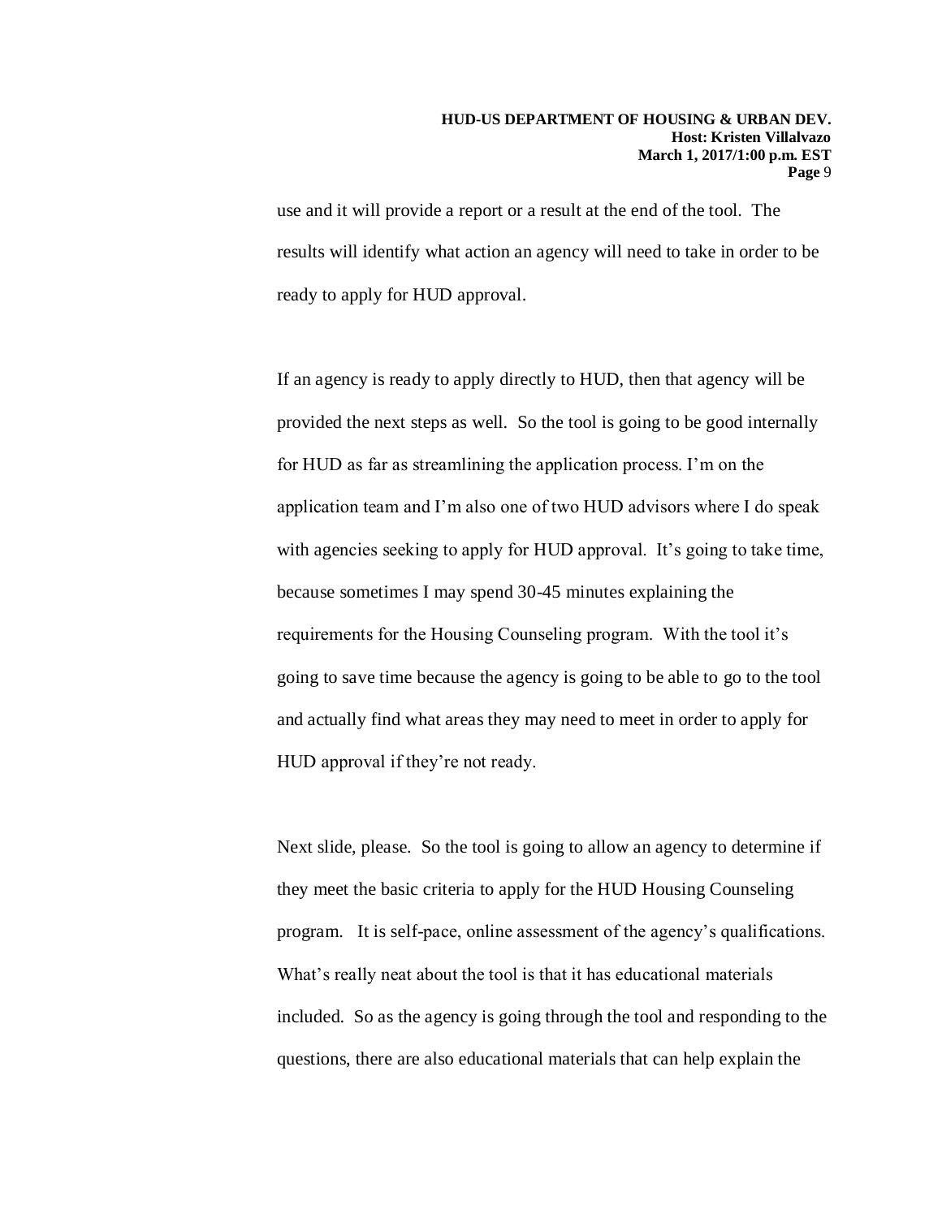use and it will provide a report or a result at the end of the tool. The results will identify what action an agency will need to take in order to be ready to apply for HUD approval.

If an agency is ready to apply directly to HUD, then that agency will be provided the next steps as well. So the tool is going to be good internally for HUD as far as streamlining the application process. I'm on the application team and I'm also one of two HUD advisors where I do speak with agencies seeking to apply for HUD approval. It's going to take time, because sometimes I may spend 30-45 minutes explaining the requirements for the Housing Counseling program. With the tool it's going to save time because the agency is going to be able to go to the tool and actually find what areas they may need to meet in order to apply for HUD approval if they're not ready.

Next slide, please. So the tool is going to allow an agency to determine if they meet the basic criteria to apply for the HUD Housing Counseling program. It is self-pace, online assessment of the agency's qualifications. What's really neat about the tool is that it has educational materials included. So as the agency is going through the tool and responding to the questions, there are also educational materials that can help explain the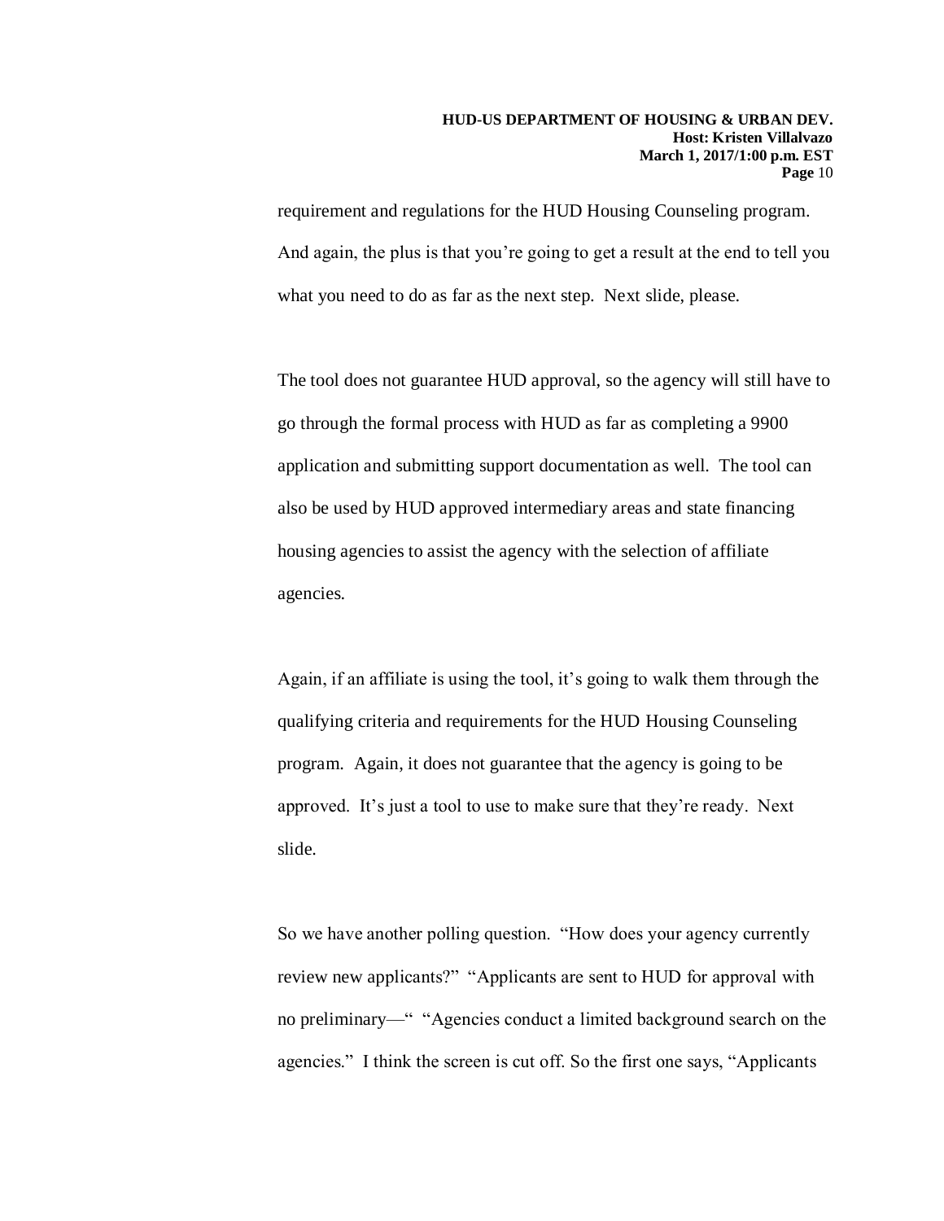requirement and regulations for the HUD Housing Counseling program. And again, the plus is that you're going to get a result at the end to tell you what you need to do as far as the next step. Next slide, please.

The tool does not guarantee HUD approval, so the agency will still have to go through the formal process with HUD as far as completing a 9900 application and submitting support documentation as well. The tool can also be used by HUD approved intermediary areas and state financing housing agencies to assist the agency with the selection of affiliate agencies.

Again, if an affiliate is using the tool, it's going to walk them through the qualifying criteria and requirements for the HUD Housing Counseling program. Again, it does not guarantee that the agency is going to be approved. It's just a tool to use to make sure that they're ready. Next slide.

So we have another polling question. "How does your agency currently review new applicants?" "Applicants are sent to HUD for approval with no preliminary—" "Agencies conduct a limited background search on the agencies." I think the screen is cut off. So the first one says, "Applicants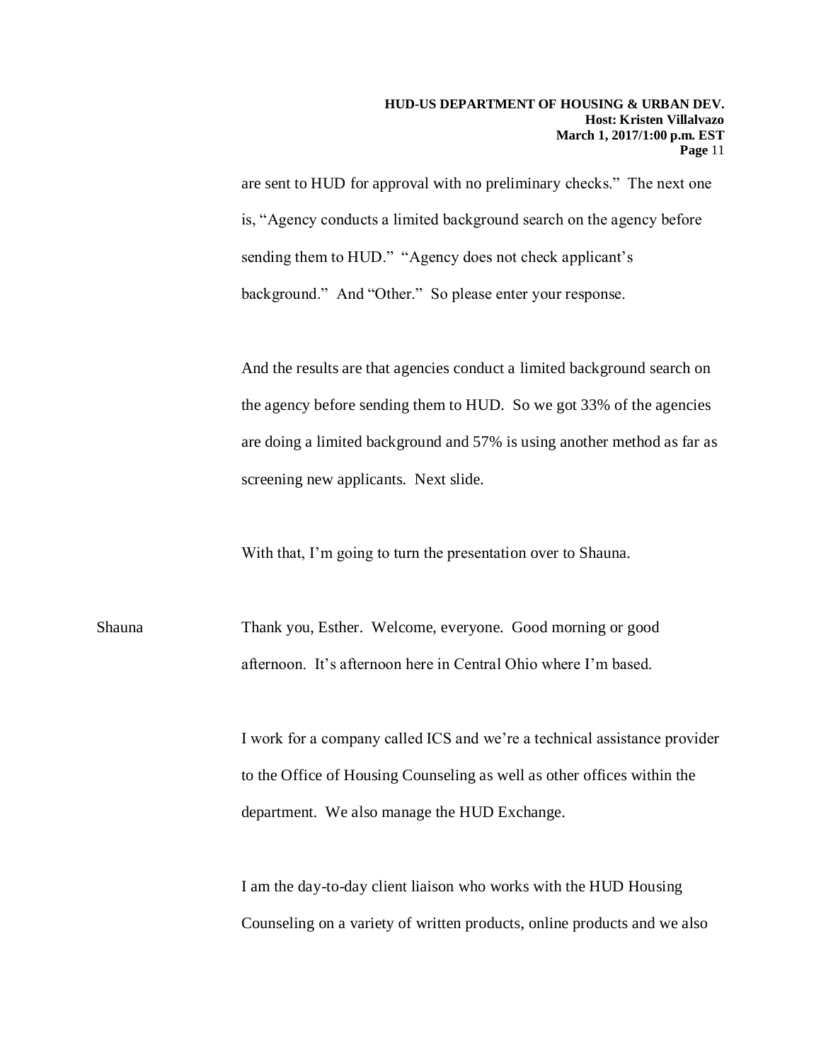are sent to HUD for approval with no preliminary checks." The next one is, "Agency conducts a limited background search on the agency before sending them to HUD." "Agency does not check applicant's background." And "Other." So please enter your response.

And the results are that agencies conduct a limited background search on the agency before sending them to HUD. So we got 33% of the agencies are doing a limited background and 57% is using another method as far as screening new applicants. Next slide.

With that, I'm going to turn the presentation over to Shauna.

Shauna Thank you, Esther. Welcome, everyone. Good morning or good afternoon. It's afternoon here in Central Ohio where I'm based.

I work for a company called ICS and we're a technical assistance provider to the Office of Housing Counseling as well as other offices within the department. We also manage the HUD Exchange.

I am the day-to-day client liaison who works with the HUD Housing Counseling on a variety of written products, online products and we also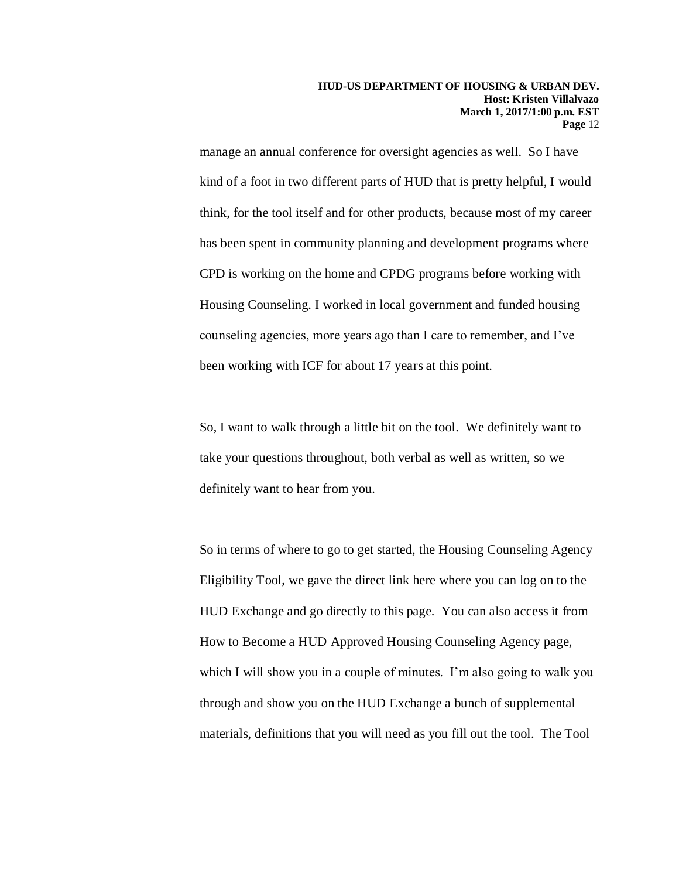manage an annual conference for oversight agencies as well. So I have kind of a foot in two different parts of HUD that is pretty helpful, I would think, for the tool itself and for other products, because most of my career has been spent in community planning and development programs where CPD is working on the home and CPDG programs before working with Housing Counseling. I worked in local government and funded housing counseling agencies, more years ago than I care to remember, and I've been working with ICF for about 17 years at this point.

So, I want to walk through a little bit on the tool. We definitely want to take your questions throughout, both verbal as well as written, so we definitely want to hear from you.

So in terms of where to go to get started, the Housing Counseling Agency Eligibility Tool, we gave the direct link here where you can log on to the HUD Exchange and go directly to this page. You can also access it from How to Become a HUD Approved Housing Counseling Agency page, which I will show you in a couple of minutes. I'm also going to walk you through and show you on the HUD Exchange a bunch of supplemental materials, definitions that you will need as you fill out the tool. The Tool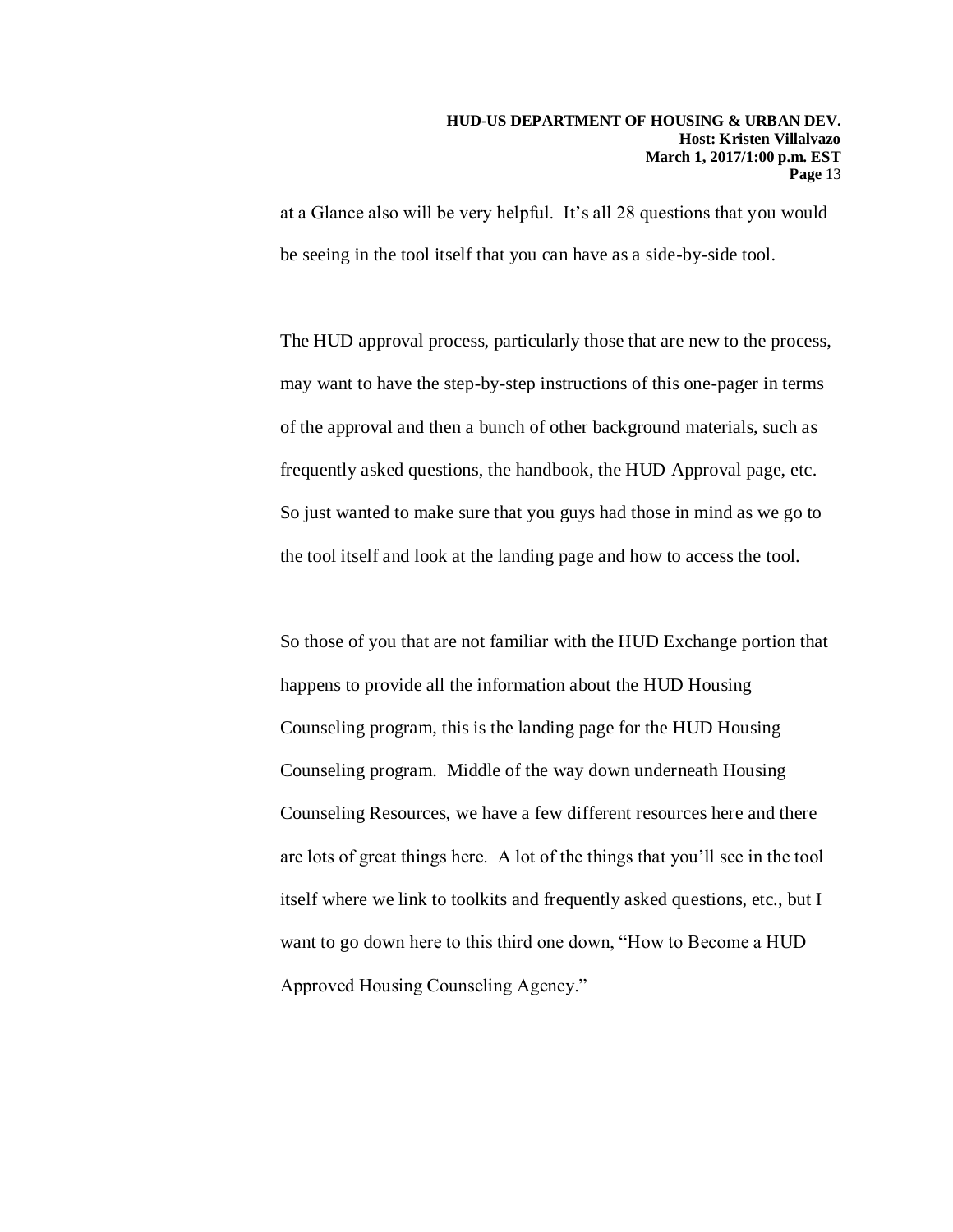at a Glance also will be very helpful. It's all 28 questions that you would be seeing in the tool itself that you can have as a side-by-side tool.

The HUD approval process, particularly those that are new to the process, may want to have the step-by-step instructions of this one-pager in terms of the approval and then a bunch of other background materials, such as frequently asked questions, the handbook, the HUD Approval page, etc. So just wanted to make sure that you guys had those in mind as we go to the tool itself and look at the landing page and how to access the tool.

So those of you that are not familiar with the HUD Exchange portion that happens to provide all the information about the HUD Housing Counseling program, this is the landing page for the HUD Housing Counseling program. Middle of the way down underneath Housing Counseling Resources, we have a few different resources here and there are lots of great things here. A lot of the things that you'll see in the tool itself where we link to toolkits and frequently asked questions, etc., but I want to go down here to this third one down, "How to Become a HUD Approved Housing Counseling Agency."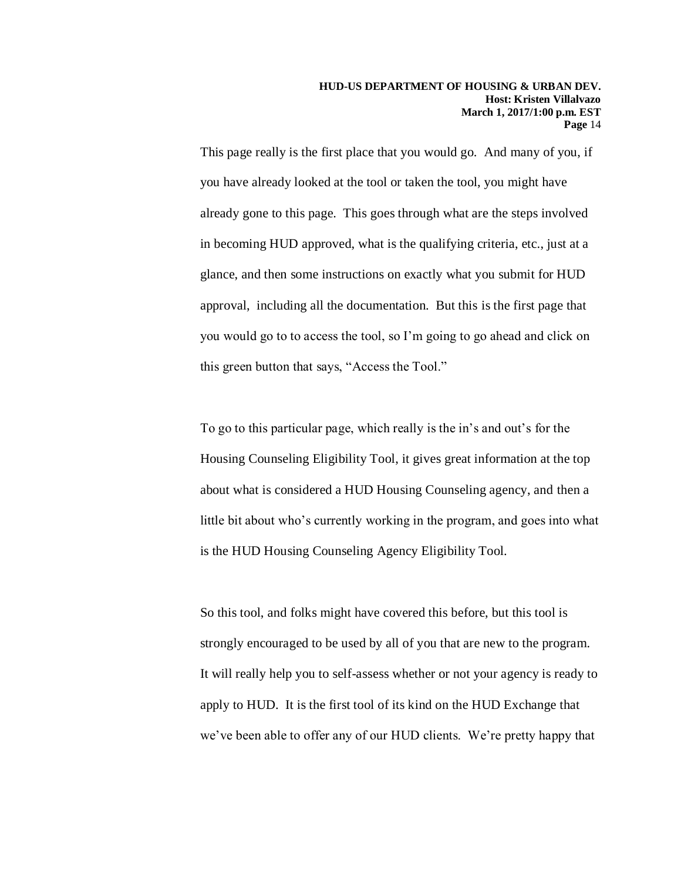This page really is the first place that you would go. And many of you, if you have already looked at the tool or taken the tool, you might have already gone to this page. This goes through what are the steps involved in becoming HUD approved, what is the qualifying criteria, etc., just at a glance, and then some instructions on exactly what you submit for HUD approval, including all the documentation. But this is the first page that you would go to to access the tool, so I'm going to go ahead and click on this green button that says, "Access the Tool."

To go to this particular page, which really is the in's and out's for the Housing Counseling Eligibility Tool, it gives great information at the top about what is considered a HUD Housing Counseling agency, and then a little bit about who's currently working in the program, and goes into what is the HUD Housing Counseling Agency Eligibility Tool.

So this tool, and folks might have covered this before, but this tool is strongly encouraged to be used by all of you that are new to the program. It will really help you to self-assess whether or not your agency is ready to apply to HUD. It is the first tool of its kind on the HUD Exchange that we've been able to offer any of our HUD clients. We're pretty happy that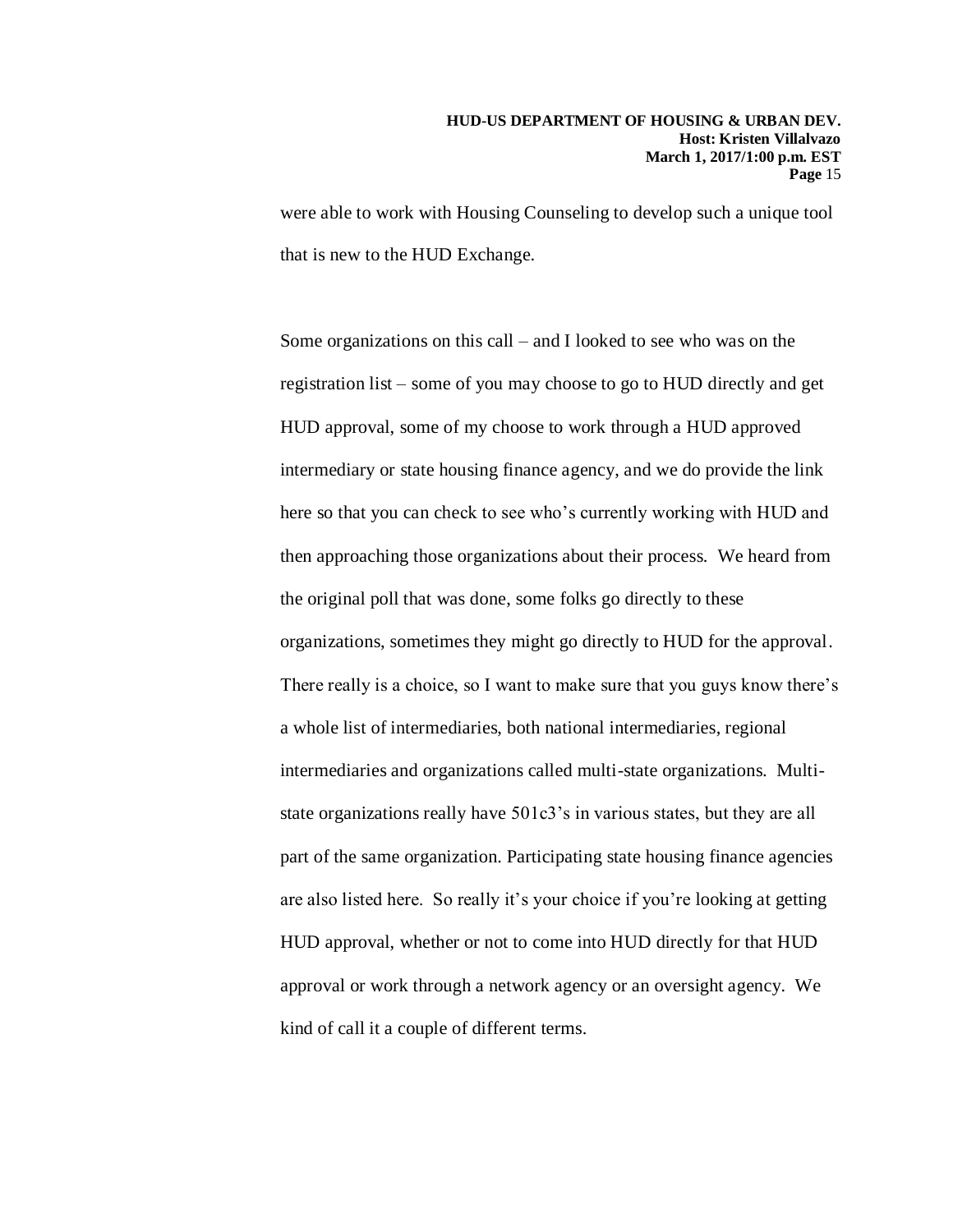were able to work with Housing Counseling to develop such a unique tool that is new to the HUD Exchange.

Some organizations on this call – and I looked to see who was on the registration list – some of you may choose to go to HUD directly and get HUD approval, some of my choose to work through a HUD approved intermediary or state housing finance agency, and we do provide the link here so that you can check to see who's currently working with HUD and then approaching those organizations about their process. We heard from the original poll that was done, some folks go directly to these organizations, sometimes they might go directly to HUD for the approval. There really is a choice, so I want to make sure that you guys know there's a whole list of intermediaries, both national intermediaries, regional intermediaries and organizations called multi-state organizations. Multi-state organizations really have 501c3's in various states, but they are all part of the same organization. Participating state housing finance agencies are also listed here. So really it's your choice if you're looking at getting HUD approval, whether or not to come into HUD directly for that HUD approval or work through a network agency or an oversight agency. We kind of call it a couple of different terms.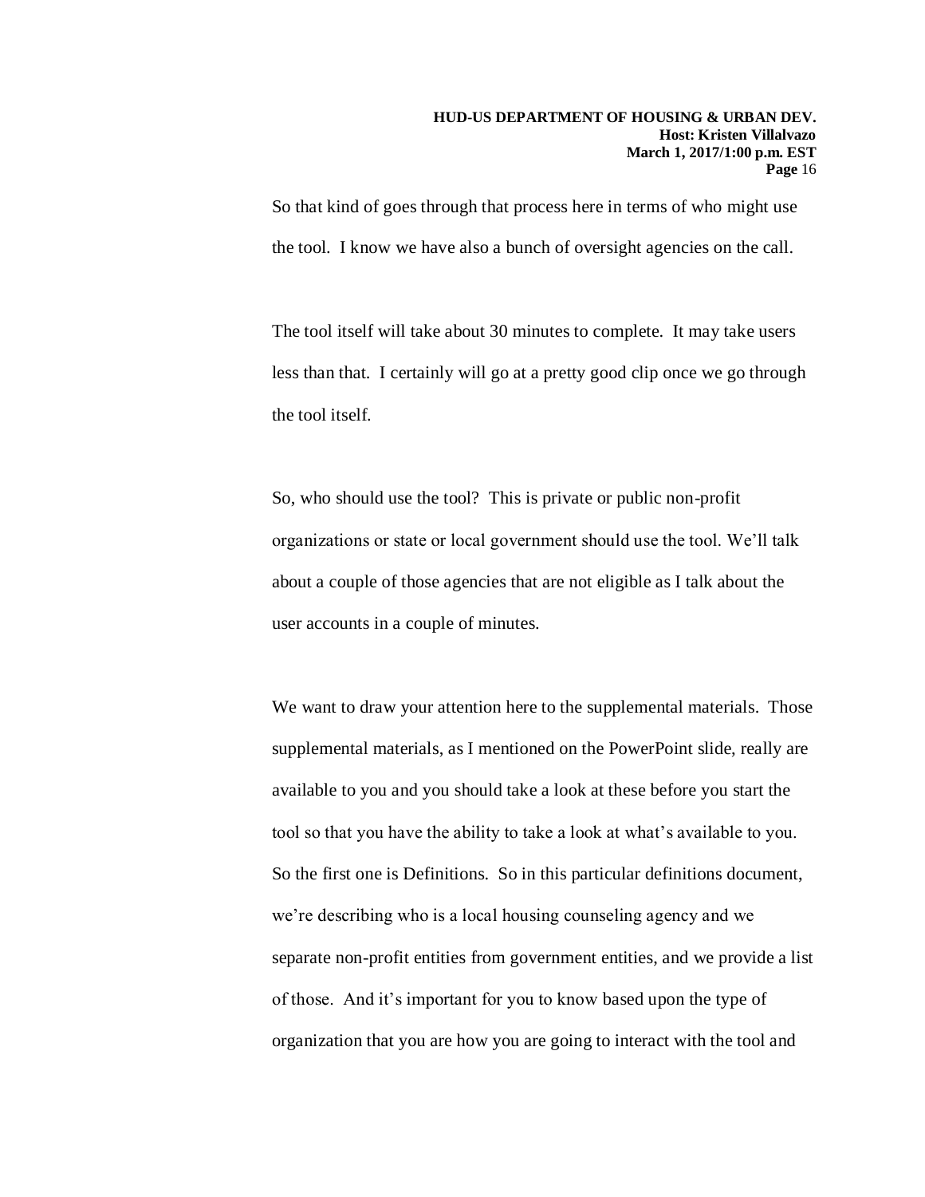So that kind of goes through that process here in terms of who might use the tool. I know we have also a bunch of oversight agencies on the call.

The tool itself will take about 30 minutes to complete. It may take users less than that. I certainly will go at a pretty good clip once we go through the tool itself.

So, who should use the tool? This is private or public non-profit organizations or state or local government should use the tool. We'll talk about a couple of those agencies that are not eligible as I talk about the user accounts in a couple of minutes.

We want to draw your attention here to the supplemental materials. Those supplemental materials, as I mentioned on the PowerPoint slide, really are available to you and you should take a look at these before you start the tool so that you have the ability to take a look at what's available to you. So the first one is Definitions. So in this particular definitions document, we're describing who is a local housing counseling agency and we separate non-profit entities from government entities, and we provide a list of those. And it's important for you to know based upon the type of organization that you are how you are going to interact with the tool and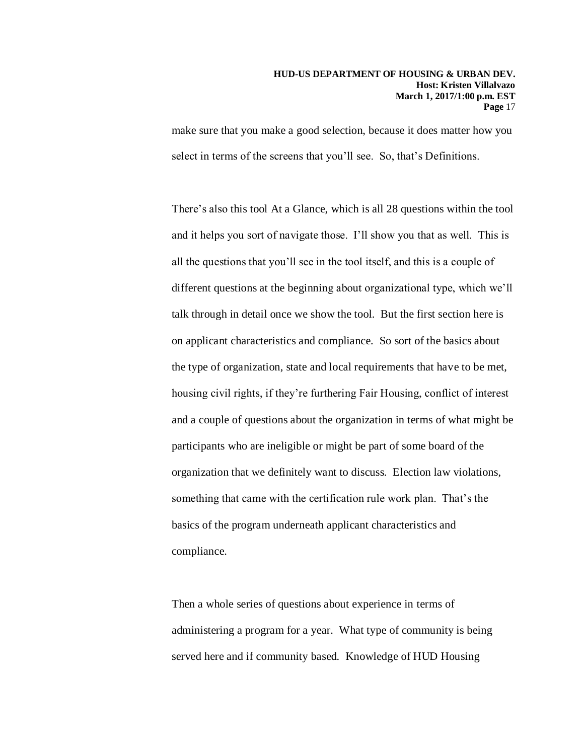make sure that you make a good selection, because it does matter how you select in terms of the screens that you'll see. So, that's Definitions.

There's also this tool At a Glance, which is all 28 questions within the tool and it helps you sort of navigate those. I'll show you that as well. This is all the questions that you'll see in the tool itself, and this is a couple of different questions at the beginning about organizational type, which we'll talk through in detail once we show the tool. But the first section here is on applicant characteristics and compliance. So sort of the basics about the type of organization, state and local requirements that have to be met, housing civil rights, if they're furthering Fair Housing, conflict of interest and a couple of questions about the organization in terms of what might be participants who are ineligible or might be part of some board of the organization that we definitely want to discuss. Election law violations, something that came with the certification rule work plan. That's the basics of the program underneath applicant characteristics and compliance.

Then a whole series of questions about experience in terms of administering a program for a year. What type of community is being served here and if community based. Knowledge of HUD Housing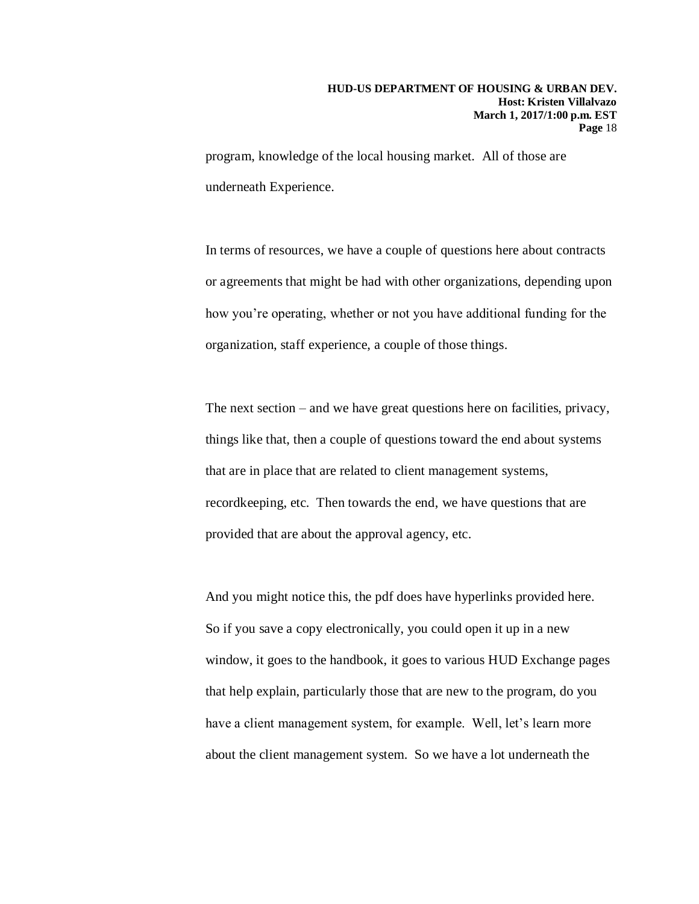program, knowledge of the local housing market. All of those are underneath Experience.

In terms of resources, we have a couple of questions here about contracts or agreements that might be had with other organizations, depending upon how you're operating, whether or not you have additional funding for the organization, staff experience, a couple of those things.

The next section – and we have great questions here on facilities, privacy, things like that, then a couple of questions toward the end about systems that are in place that are related to client management systems, recordkeeping, etc. Then towards the end, we have questions that are provided that are about the approval agency, etc.

And you might notice this, the pdf does have hyperlinks provided here. So if you save a copy electronically, you could open it up in a new window, it goes to the handbook, it goes to various HUD Exchange pages that help explain, particularly those that are new to the program, do you have a client management system, for example. Well, let's learn more about the client management system. So we have a lot underneath the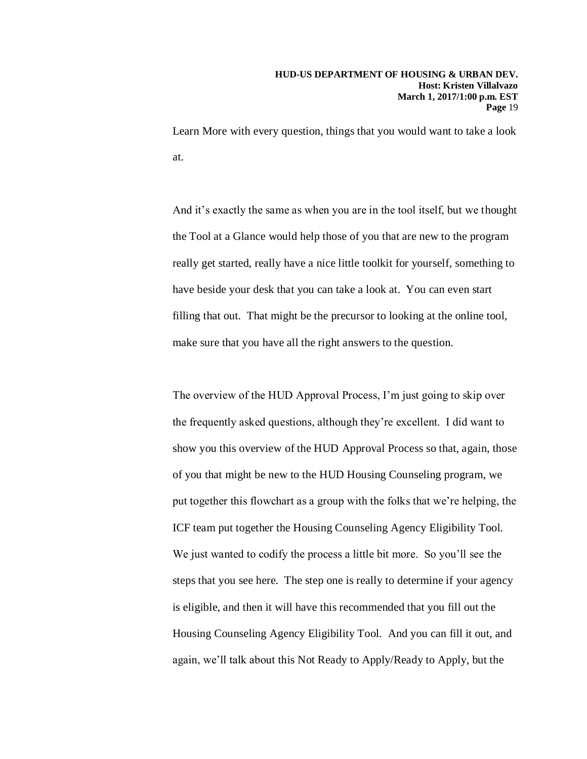Learn More with every question, things that you would want to take a look at.

And it's exactly the same as when you are in the tool itself, but we thought the Tool at a Glance would help those of you that are new to the program really get started, really have a nice little toolkit for yourself, something to have beside your desk that you can take a look at. You can even start filling that out. That might be the precursor to looking at the online tool, make sure that you have all the right answers to the question.

The overview of the HUD Approval Process, I'm just going to skip over the frequently asked questions, although they're excellent. I did want to show you this overview of the HUD Approval Process so that, again, those of you that might be new to the HUD Housing Counseling program, we put together this flowchart as a group with the folks that we're helping, the ICF team put together the Housing Counseling Agency Eligibility Tool. We just wanted to codify the process a little bit more. So you'll see the steps that you see here. The step one is really to determine if your agency is eligible, and then it will have this recommended that you fill out the Housing Counseling Agency Eligibility Tool. And you can fill it out, and again, we'll talk about this Not Ready to Apply/Ready to Apply, but the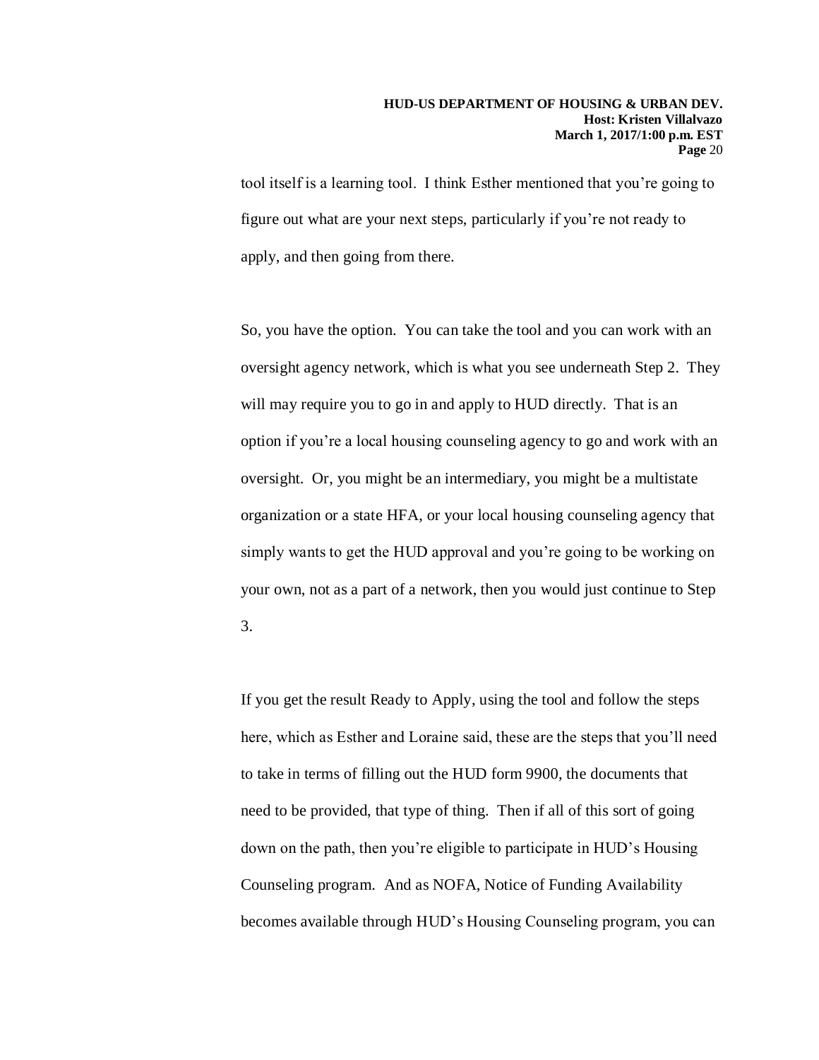tool itself is a learning tool. I think Esther mentioned that you're going to figure out what are your next steps, particularly if you're not ready to apply, and then going from there.

So, you have the option. You can take the tool and you can work with an oversight agency network, which is what you see underneath Step 2. They will may require you to go in and apply to HUD directly. That is an option if you're a local housing counseling agency to go and work with an oversight. Or, you might be an intermediary, you might be a multistate organization or a state HFA, or your local housing counseling agency that simply wants to get the HUD approval and you're going to be working on your own, not as a part of a network, then you would just continue to Step 3.

If you get the result Ready to Apply, using the tool and follow the steps here, which as Esther and Loraine said, these are the steps that you'll need to take in terms of filling out the HUD form 9900, the documents that need to be provided, that type of thing. Then if all of this sort of going down on the path, then you're eligible to participate in HUD's Housing Counseling program. And as NOFA, Notice of Funding Availability becomes available through HUD's Housing Counseling program, you can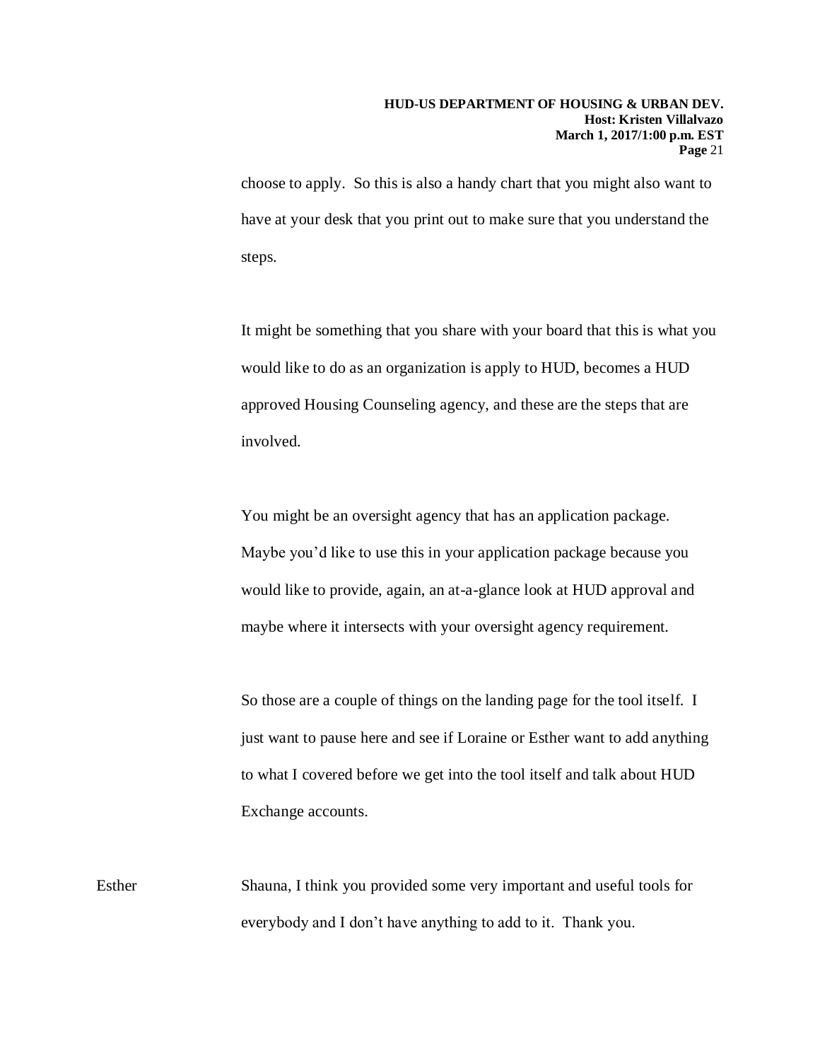choose to apply. So this is also a handy chart that you might also want to have at your desk that you print out to make sure that you understand the steps.

It might be something that you share with your board that this is what you would like to do as an organization is apply to HUD, becomes a HUD approved Housing Counseling agency, and these are the steps that are involved.

You might be an oversight agency that has an application package. Maybe you'd like to use this in your application package because you would like to provide, again, an at-a-glance look at HUD approval and maybe where it intersects with your oversight agency requirement.

So those are a couple of things on the landing page for the tool itself. I just want to pause here and see if Loraine or Esther want to add anything to what I covered before we get into the tool itself and talk about HUD Exchange accounts.

Esther Shauna, I think you provided some very important and useful tools for everybody and I don't have anything to add to it. Thank you.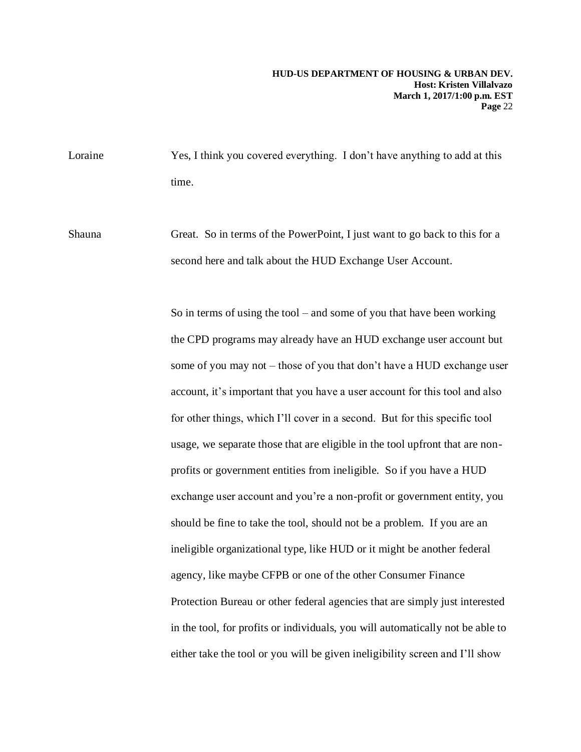Loraine Yes, I think you covered everything. I don't have anything to add at this time.

Shauna Great. So in terms of the PowerPoint, I just want to go back to this for a second here and talk about the HUD Exchange User Account.

So in terms of using the tool – and some of you that have been working the CPD programs may already have an HUD exchange user account but some of you may not – those of you that don't have a HUD exchange user account, it's important that you have a user account for this tool and also for other things, which I'll cover in a second. But for this specific tool usage, we separate those that are eligible in the tool upfront that are non-profits or government entities from ineligible. So if you have a HUD exchange user account and you're a non-profit or government entity, you should be fine to take the tool, should not be a problem. If you are an ineligible organizational type, like HUD or it might be another federal agency, like maybe CFPB or one of the other Consumer Finance Protection Bureau or other federal agencies that are simply just interested in the tool, for profits or individuals, you will automatically not be able to either take the tool or you will be given ineligibility screen and I'll show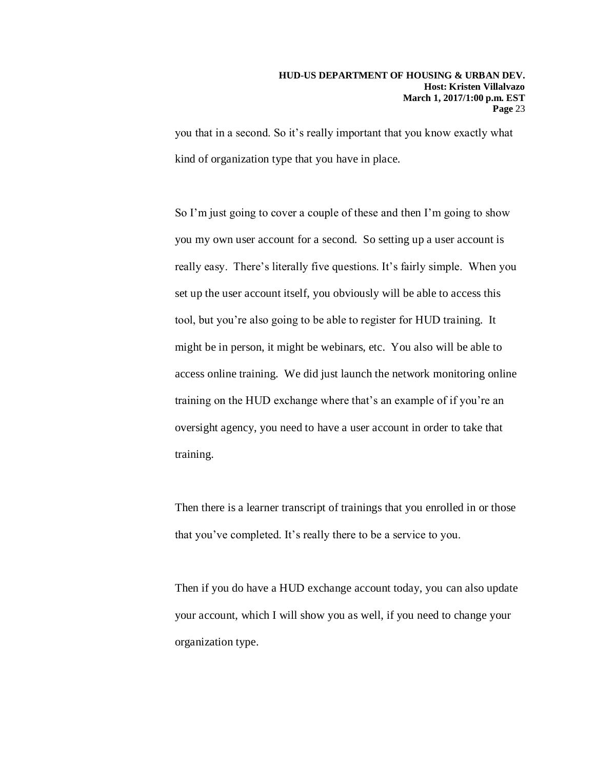you that in a second. So it's really important that you know exactly what kind of organization type that you have in place.

So I'm just going to cover a couple of these and then I'm going to show you my own user account for a second. So setting up a user account is really easy. There's literally five questions. It's fairly simple. When you set up the user account itself, you obviously will be able to access this tool, but you're also going to be able to register for HUD training. It might be in person, it might be webinars, etc. You also will be able to access online training. We did just launch the network monitoring online training on the HUD exchange where that's an example of if you're an oversight agency, you need to have a user account in order to take that training.

Then there is a learner transcript of trainings that you enrolled in or those that you've completed. It's really there to be a service to you.

Then if you do have a HUD exchange account today, you can also update your account, which I will show you as well, if you need to change your organization type.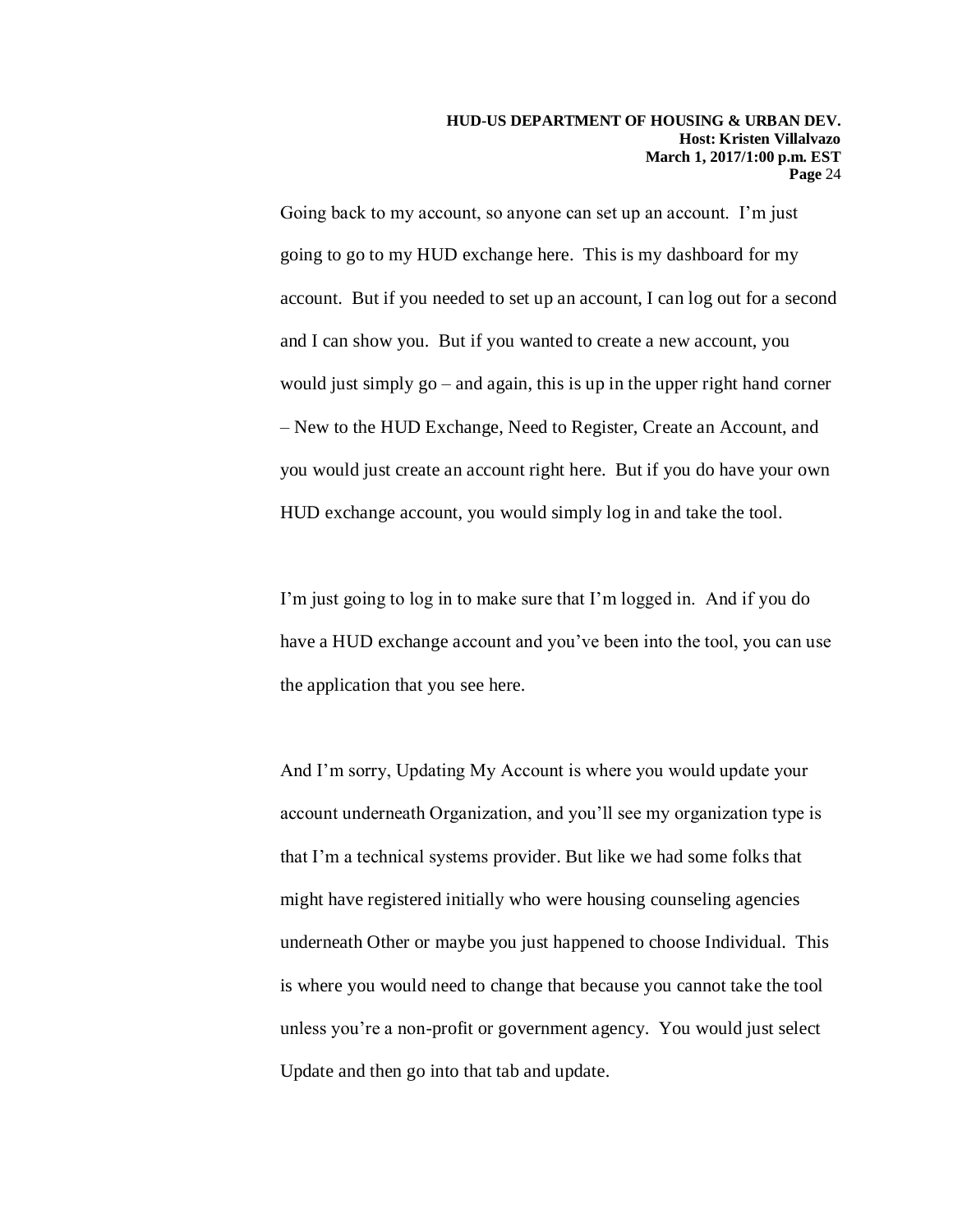Going back to my account, so anyone can set up an account. I'm just going to go to my HUD exchange here. This is my dashboard for my account. But if you needed to set up an account, I can log out for a second and I can show you. But if you wanted to create a new account, you would just simply go – and again, this is up in the upper right hand corner – New to the HUD Exchange, Need to Register, Create an Account, and you would just create an account right here. But if you do have your own HUD exchange account, you would simply log in and take the tool.

I'm just going to log in to make sure that I'm logged in. And if you do have a HUD exchange account and you've been into the tool, you can use the application that you see here.

And I'm sorry, Updating My Account is where you would update your account underneath Organization, and you'll see my organization type is that I'm a technical systems provider. But like we had some folks that might have registered initially who were housing counseling agencies underneath Other or maybe you just happened to choose Individual. This is where you would need to change that because you cannot take the tool unless you're a non-profit or government agency. You would just select Update and then go into that tab and update.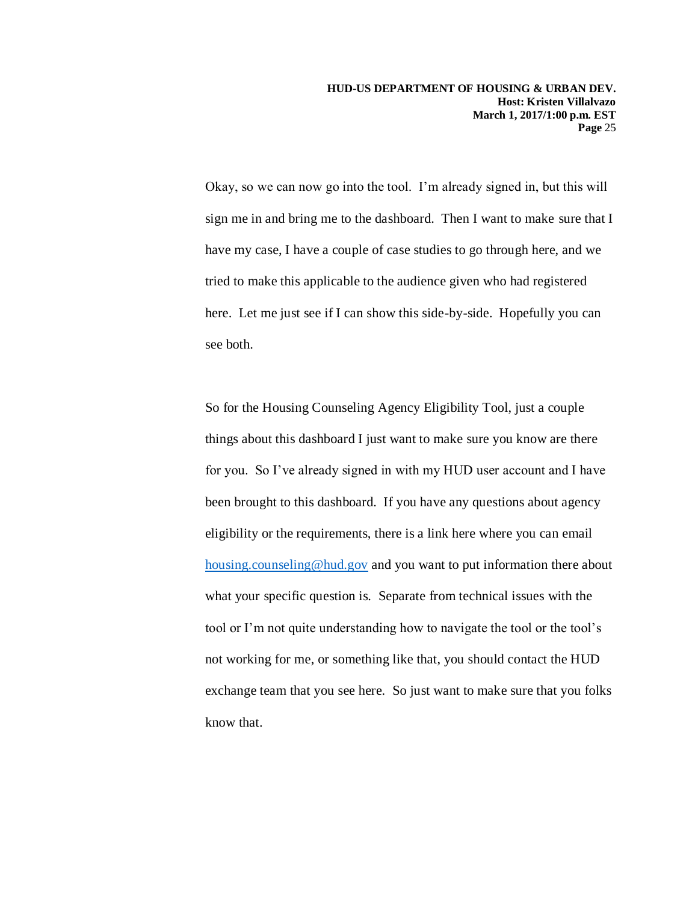Okay, so we can now go into the tool. I'm already signed in, but this will sign me in and bring me to the dashboard. Then I want to make sure that I have my case, I have a couple of case studies to go through here, and we tried to make this applicable to the audience given who had registered here. Let me just see if I can show this side-by-side. Hopefully you can see both.

So for the Housing Counseling Agency Eligibility Tool, just a couple things about this dashboard I just want to make sure you know are there for you. So I've already signed in with my HUD user account and I have been brought to this dashboard. If you have any questions about agency eligibility or the requirements, there is a link here where you can email housing.counseling@hud.gov and you want to put information there about what your specific question is. Separate from technical issues with the tool or I'm not quite understanding how to navigate the tool or the tool's not working for me, or something like that, you should contact the HUD exchange team that you see here. So just want to make sure that you folks know that.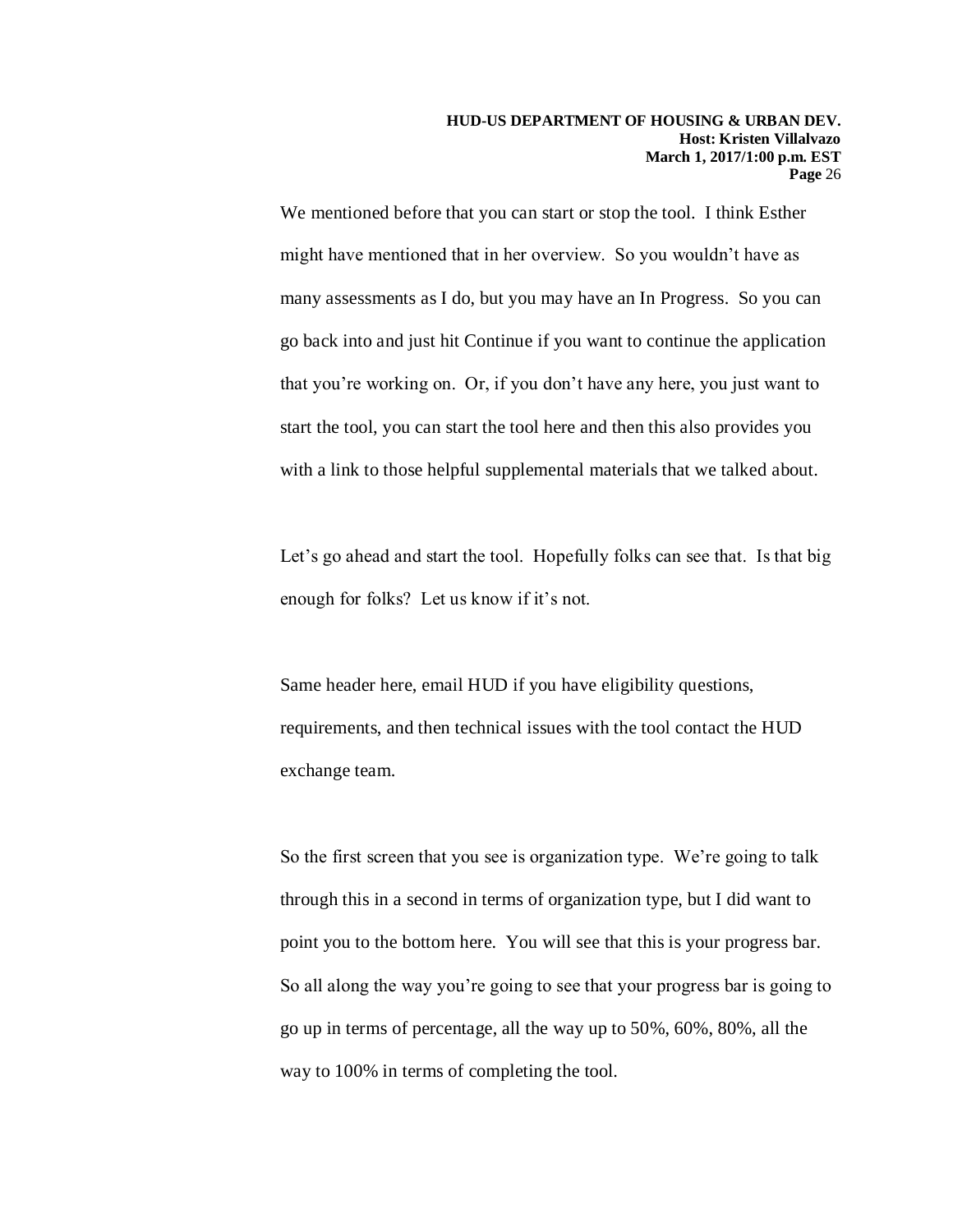We mentioned before that you can start or stop the tool. I think Esther might have mentioned that in her overview. So you wouldn't have as many assessments as I do, but you may have an In Progress. So you can go back into and just hit Continue if you want to continue the application that you're working on. Or, if you don't have any here, you just want to start the tool, you can start the tool here and then this also provides you with a link to those helpful supplemental materials that we talked about.

Let's go ahead and start the tool. Hopefully folks can see that. Is that big enough for folks? Let us know if it's not.

Same header here, email HUD if you have eligibility questions, requirements, and then technical issues with the tool contact the HUD exchange team.

So the first screen that you see is organization type. We're going to talk through this in a second in terms of organization type, but I did want to point you to the bottom here. You will see that this is your progress bar. So all along the way you're going to see that your progress bar is going to go up in terms of percentage, all the way up to 50%, 60%, 80%, all the way to 100% in terms of completing the tool.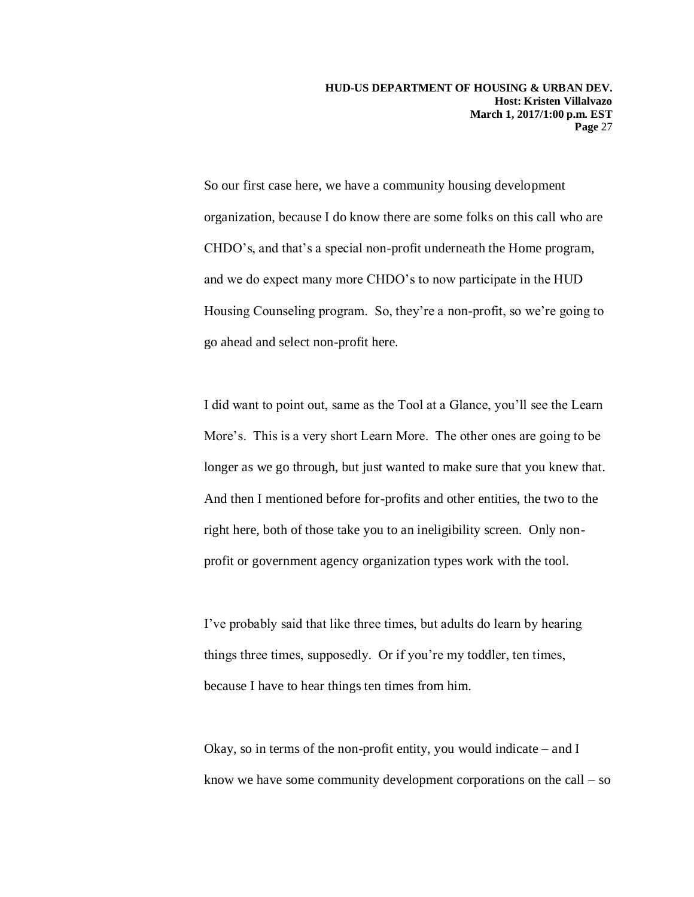So our first case here, we have a community housing development organization, because I do know there are some folks on this call who are CHDO's, and that's a special non-profit underneath the Home program, and we do expect many more CHDO's to now participate in the HUD Housing Counseling program. So, they're a non-profit, so we're going to go ahead and select non-profit here.

I did want to point out, same as the Tool at a Glance, you'll see the Learn More's. This is a very short Learn More. The other ones are going to be longer as we go through, but just wanted to make sure that you knew that. And then I mentioned before for-profits and other entities, the two to the right here, both of those take you to an ineligibility screen. Only non-profit or government agency organization types work with the tool.

I've probably said that like three times, but adults do learn by hearing things three times, supposedly. Or if you're my toddler, ten times, because I have to hear things ten times from him.

Okay, so in terms of the non-profit entity, you would indicate – and I know we have some community development corporations on the call – so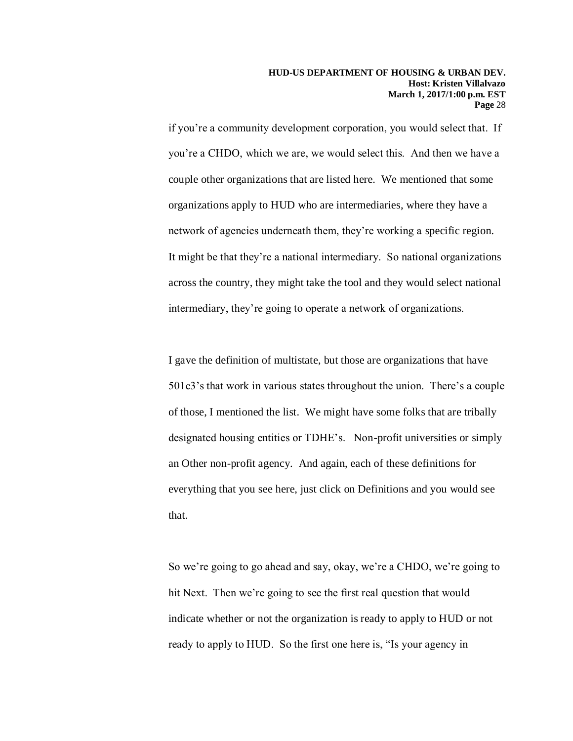if you're a community development corporation, you would select that. If you're a CHDO, which we are, we would select this. And then we have a couple other organizations that are listed here. We mentioned that some organizations apply to HUD who are intermediaries, where they have a network of agencies underneath them, they're working a specific region. It might be that they're a national intermediary. So national organizations across the country, they might take the tool and they would select national intermediary, they're going to operate a network of organizations.

I gave the definition of multistate, but those are organizations that have 501c3's that work in various states throughout the union. There's a couple of those, I mentioned the list. We might have some folks that are tribally designated housing entities or TDHE's. Non-profit universities or simply an Other non-profit agency. And again, each of these definitions for everything that you see here, just click on Definitions and you would see that.

So we're going to go ahead and say, okay, we're a CHDO, we're going to hit Next. Then we're going to see the first real question that would indicate whether or not the organization is ready to apply to HUD or not ready to apply to HUD. So the first one here is, "Is your agency in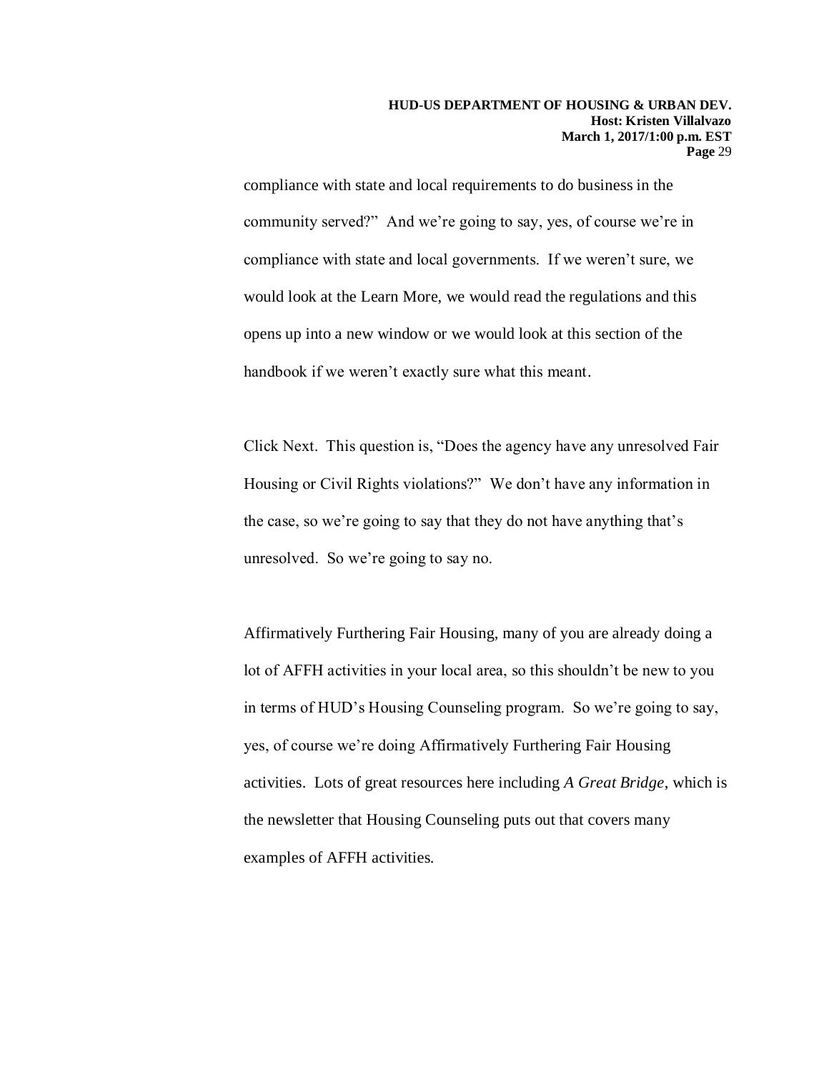compliance with state and local requirements to do business in the community served?" And we're going to say, yes, of course we're in compliance with state and local governments. If we weren't sure, we would look at the Learn More, we would read the regulations and this opens up into a new window or we would look at this section of the handbook if we weren't exactly sure what this meant.

Click Next. This question is, "Does the agency have any unresolved Fair Housing or Civil Rights violations?" We don't have any information in the case, so we're going to say that they do not have anything that's unresolved. So we're going to say no.

Affirmatively Furthering Fair Housing, many of you are already doing a lot of AFFH activities in your local area, so this shouldn't be new to you in terms of HUD's Housing Counseling program. So we're going to say, yes, of course we're doing Affirmatively Furthering Fair Housing activities. Lots of great resources here including *A Great Bridge*, which is the newsletter that Housing Counseling puts out that covers many examples of AFFH activities.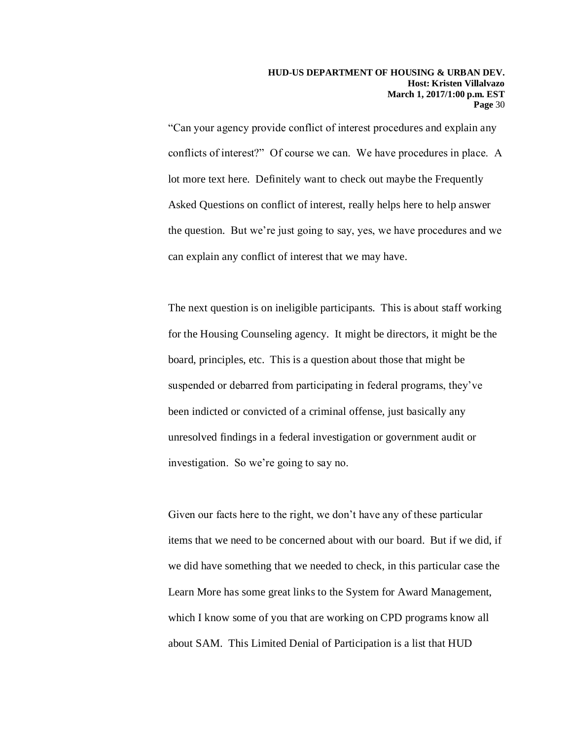"Can your agency provide conflict of interest procedures and explain any conflicts of interest?" Of course we can. We have procedures in place. A lot more text here. Definitely want to check out maybe the Frequently Asked Questions on conflict of interest, really helps here to help answer the question. But we're just going to say, yes, we have procedures and we can explain any conflict of interest that we may have.

The next question is on ineligible participants. This is about staff working for the Housing Counseling agency. It might be directors, it might be the board, principles, etc. This is a question about those that might be suspended or debarred from participating in federal programs, they've been indicted or convicted of a criminal offense, just basically any unresolved findings in a federal investigation or government audit or investigation. So we're going to say no.

Given our facts here to the right, we don't have any of these particular items that we need to be concerned about with our board. But if we did, if we did have something that we needed to check, in this particular case the Learn More has some great links to the System for Award Management, which I know some of you that are working on CPD programs know all about SAM. This Limited Denial of Participation is a list that HUD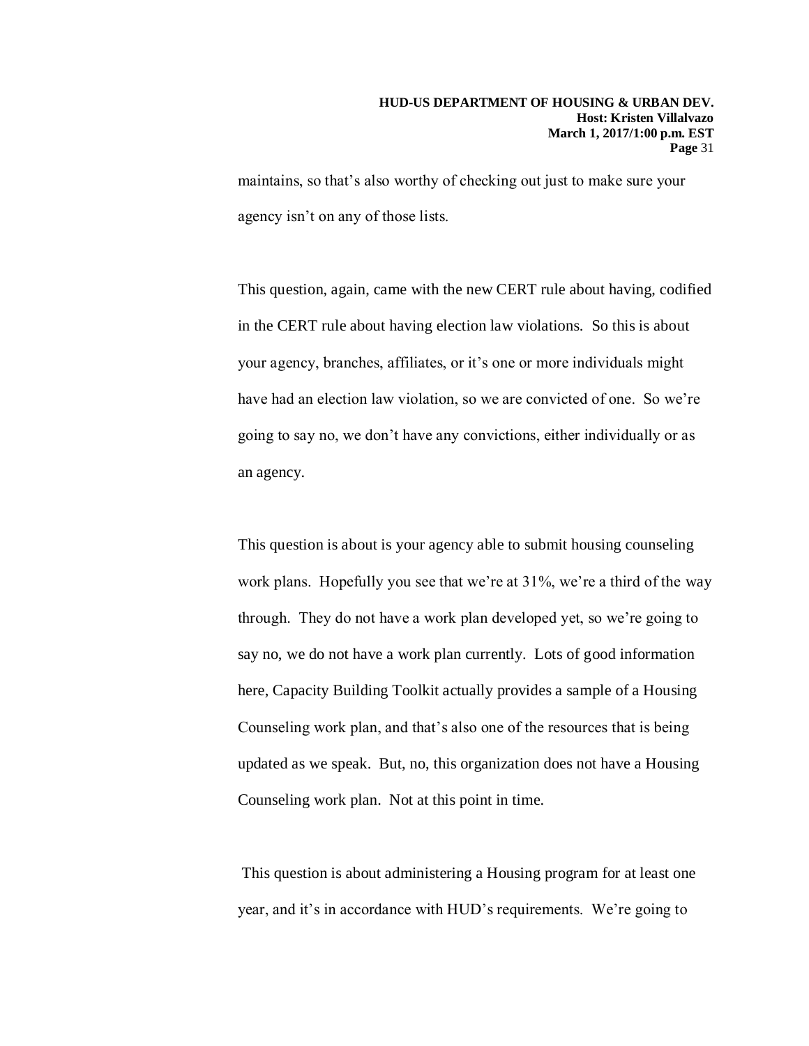maintains, so that's also worthy of checking out just to make sure your agency isn't on any of those lists.

This question, again, came with the new CERT rule about having, codified in the CERT rule about having election law violations. So this is about your agency, branches, affiliates, or it's one or more individuals might have had an election law violation, so we are convicted of one. So we're going to say no, we don't have any convictions, either individually or as an agency.

This question is about is your agency able to submit housing counseling work plans. Hopefully you see that we're at 31%, we're a third of the way through. They do not have a work plan developed yet, so we're going to say no, we do not have a work plan currently. Lots of good information here, Capacity Building Toolkit actually provides a sample of a Housing Counseling work plan, and that's also one of the resources that is being updated as we speak. But, no, this organization does not have a Housing Counseling work plan. Not at this point in time.

This question is about administering a Housing program for at least one year, and it's in accordance with HUD's requirements. We're going to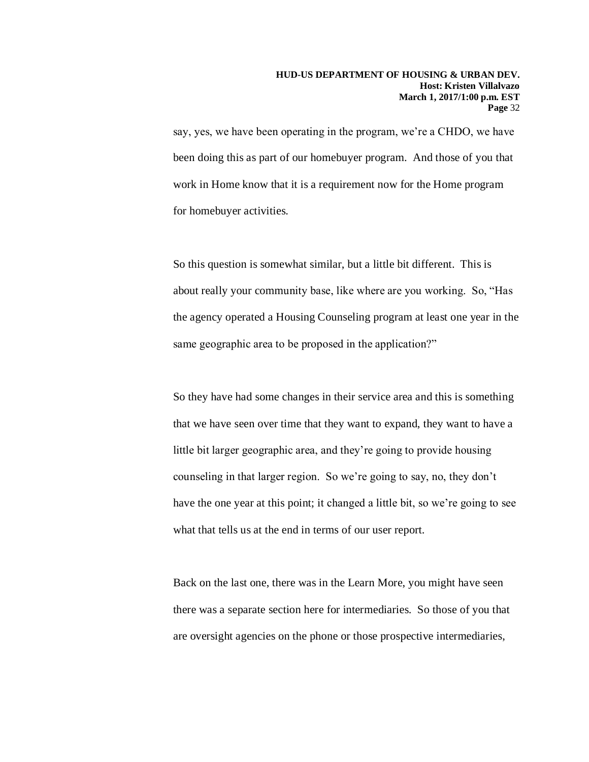say, yes, we have been operating in the program, we're a CHDO, we have been doing this as part of our homebuyer program. And those of you that work in Home know that it is a requirement now for the Home program for homebuyer activities.

So this question is somewhat similar, but a little bit different. This is about really your community base, like where are you working. So, "Has the agency operated a Housing Counseling program at least one year in the same geographic area to be proposed in the application?"

So they have had some changes in their service area and this is something that we have seen over time that they want to expand, they want to have a little bit larger geographic area, and they're going to provide housing counseling in that larger region. So we're going to say, no, they don't have the one year at this point; it changed a little bit, so we're going to see what that tells us at the end in terms of our user report.

Back on the last one, there was in the Learn More, you might have seen there was a separate section here for intermediaries. So those of you that are oversight agencies on the phone or those prospective intermediaries,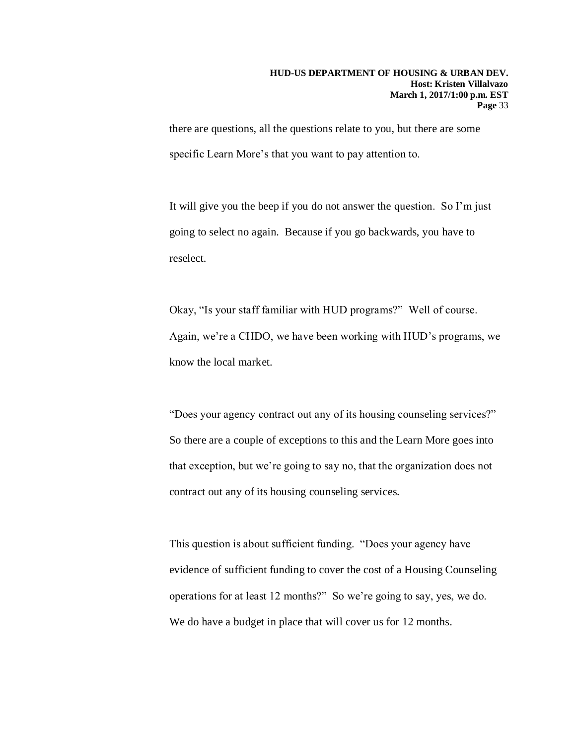there are questions, all the questions relate to you, but there are some specific Learn More's that you want to pay attention to.

It will give you the beep if you do not answer the question. So I'm just going to select no again. Because if you go backwards, you have to reselect.

Okay, "Is your staff familiar with HUD programs?" Well of course. Again, we're a CHDO, we have been working with HUD's programs, we know the local market.

"Does your agency contract out any of its housing counseling services?" So there are a couple of exceptions to this and the Learn More goes into that exception, but we're going to say no, that the organization does not contract out any of its housing counseling services.

This question is about sufficient funding. "Does your agency have evidence of sufficient funding to cover the cost of a Housing Counseling operations for at least 12 months?" So we're going to say, yes, we do. We do have a budget in place that will cover us for 12 months.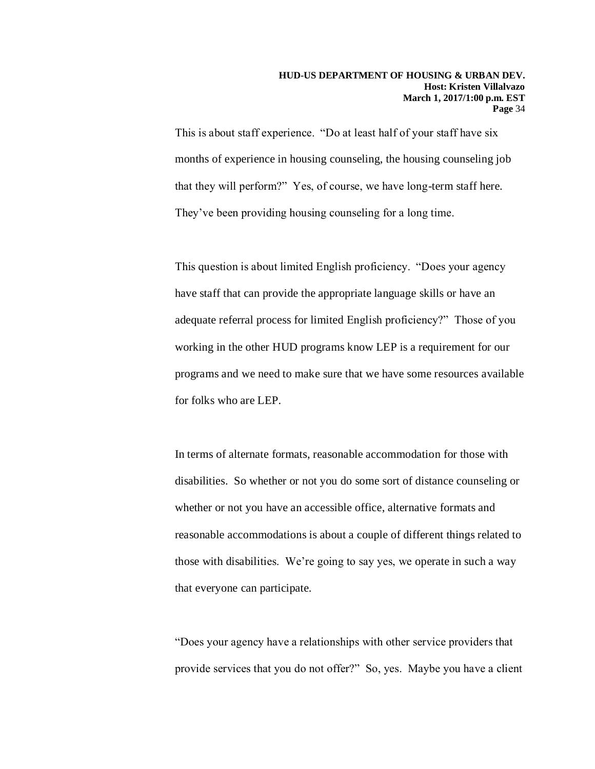This is about staff experience. "Do at least half of your staff have six months of experience in housing counseling, the housing counseling job that they will perform?" Yes, of course, we have long-term staff here. They've been providing housing counseling for a long time.

This question is about limited English proficiency. "Does your agency have staff that can provide the appropriate language skills or have an adequate referral process for limited English proficiency?" Those of you working in the other HUD programs know LEP is a requirement for our programs and we need to make sure that we have some resources available for folks who are LEP.

In terms of alternate formats, reasonable accommodation for those with disabilities. So whether or not you do some sort of distance counseling or whether or not you have an accessible office, alternative formats and reasonable accommodations is about a couple of different things related to those with disabilities. We're going to say yes, we operate in such a way that everyone can participate.

"Does your agency have a relationships with other service providers that provide services that you do not offer?" So, yes. Maybe you have a client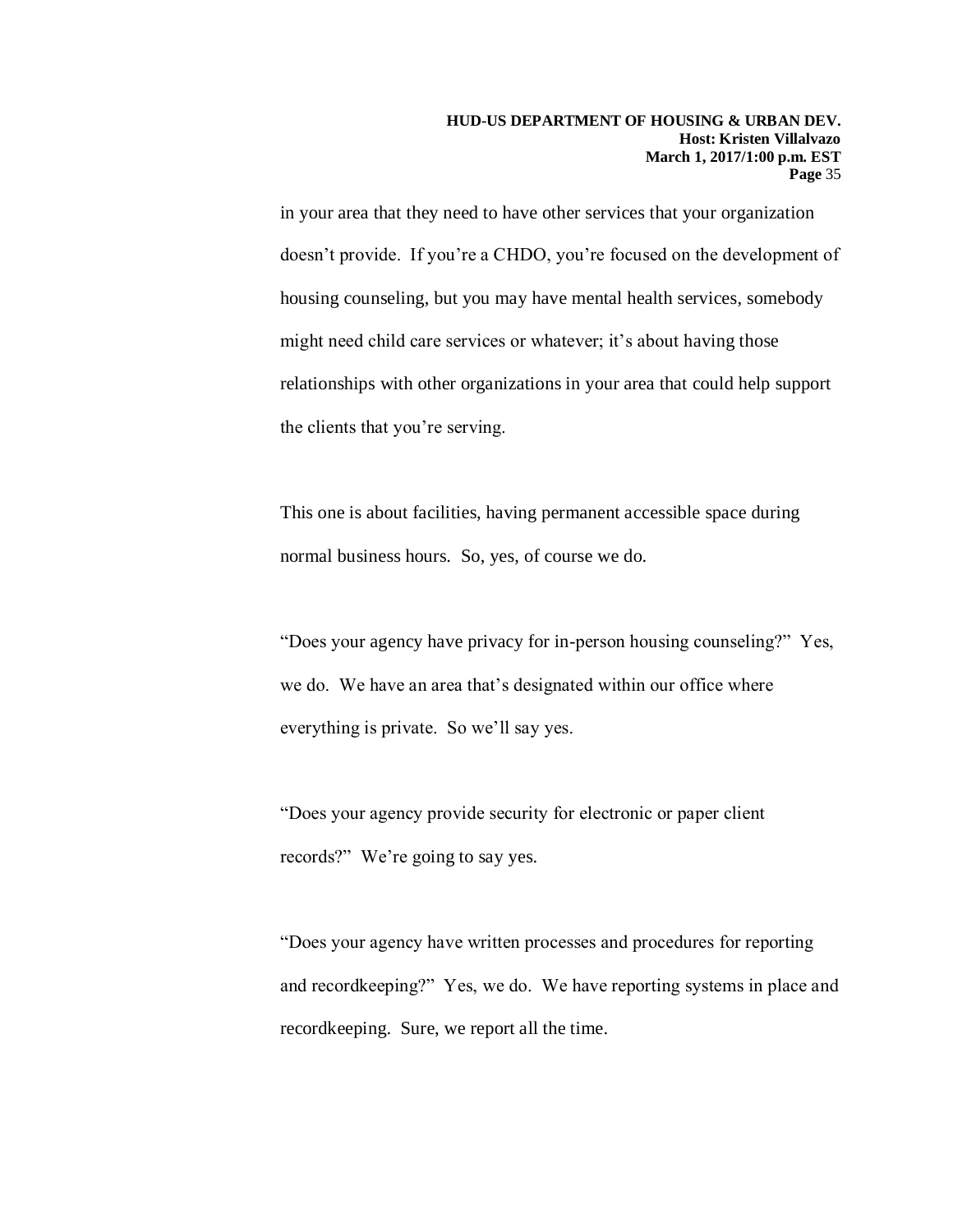in your area that they need to have other services that your organization doesn't provide. If you're a CHDO, you're focused on the development of housing counseling, but you may have mental health services, somebody might need child care services or whatever; it's about having those relationships with other organizations in your area that could help support the clients that you're serving.

This one is about facilities, having permanent accessible space during normal business hours. So, yes, of course we do.

"Does your agency have privacy for in-person housing counseling?" Yes, we do. We have an area that's designated within our office where everything is private. So we'll say yes.

"Does your agency provide security for electronic or paper client records?" We're going to say yes.

"Does your agency have written processes and procedures for reporting and recordkeeping?" Yes, we do. We have reporting systems in place and recordkeeping. Sure, we report all the time.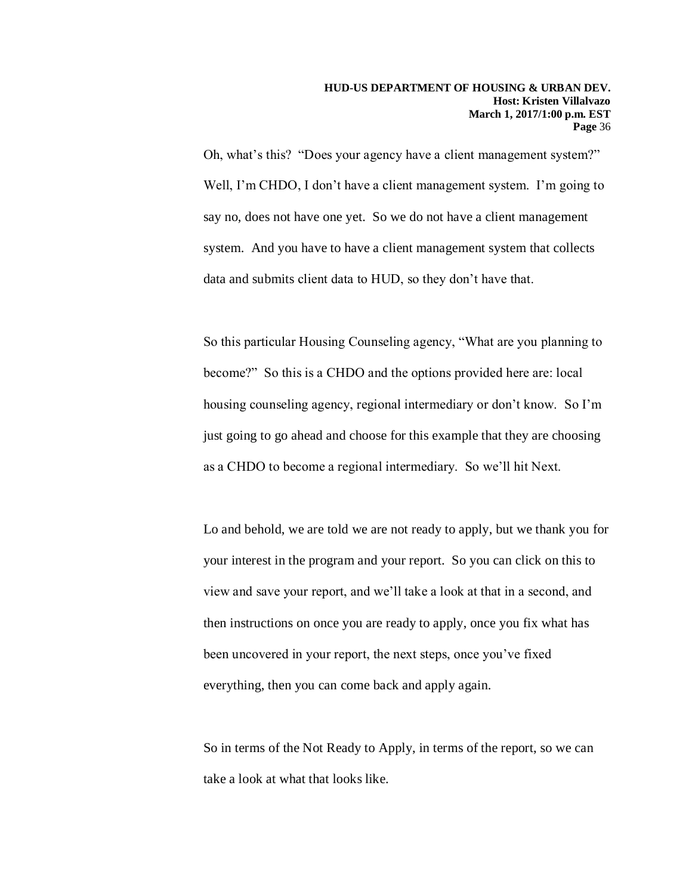Oh, what's this? "Does your agency have a client management system?" Well, I'm CHDO, I don't have a client management system. I'm going to say no, does not have one yet. So we do not have a client management system. And you have to have a client management system that collects data and submits client data to HUD, so they don't have that.

So this particular Housing Counseling agency, "What are you planning to become?" So this is a CHDO and the options provided here are: local housing counseling agency, regional intermediary or don't know. So I'm just going to go ahead and choose for this example that they are choosing as a CHDO to become a regional intermediary. So we'll hit Next.

Lo and behold, we are told we are not ready to apply, but we thank you for your interest in the program and your report. So you can click on this to view and save your report, and we'll take a look at that in a second, and then instructions on once you are ready to apply, once you fix what has been uncovered in your report, the next steps, once you've fixed everything, then you can come back and apply again.

So in terms of the Not Ready to Apply, in terms of the report, so we can take a look at what that looks like.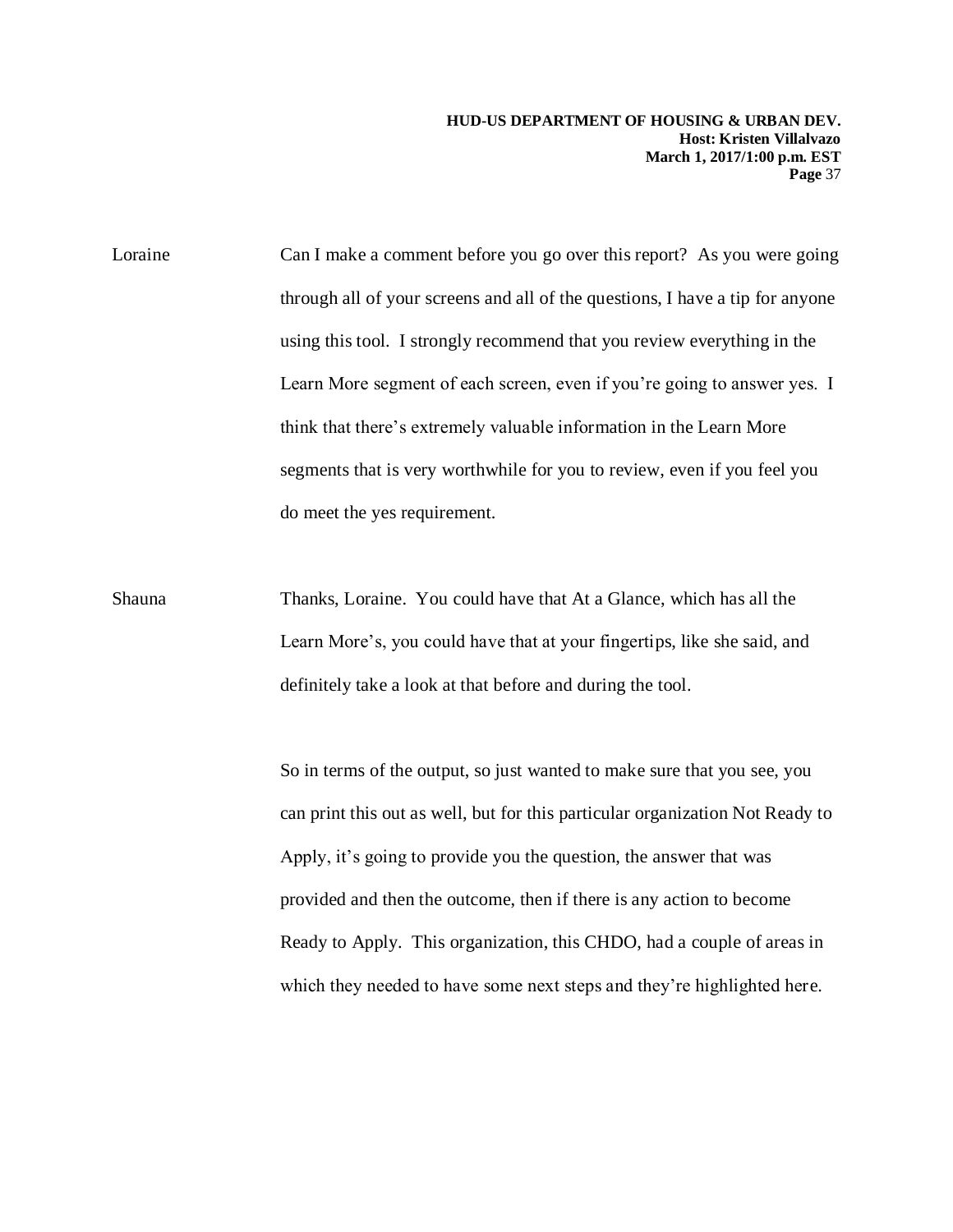Loraine Can I make a comment before you go over this report? As you were going through all of your screens and all of the questions, I have a tip for anyone using this tool. I strongly recommend that you review everything in the Learn More segment of each screen, even if you're going to answer yes. I think that there's extremely valuable information in the Learn More segments that is very worthwhile for you to review, even if you feel you do meet the yes requirement.

Shauna Thanks, Loraine. You could have that At a Glance, which has all the Learn More's, you could have that at your fingertips, like she said, and definitely take a look at that before and during the tool.

So in terms of the output, so just wanted to make sure that you see, you can print this out as well, but for this particular organization Not Ready to Apply, it's going to provide you the question, the answer that was provided and then the outcome, then if there is any action to become Ready to Apply. This organization, this CHDO, had a couple of areas in which they needed to have some next steps and they're highlighted here.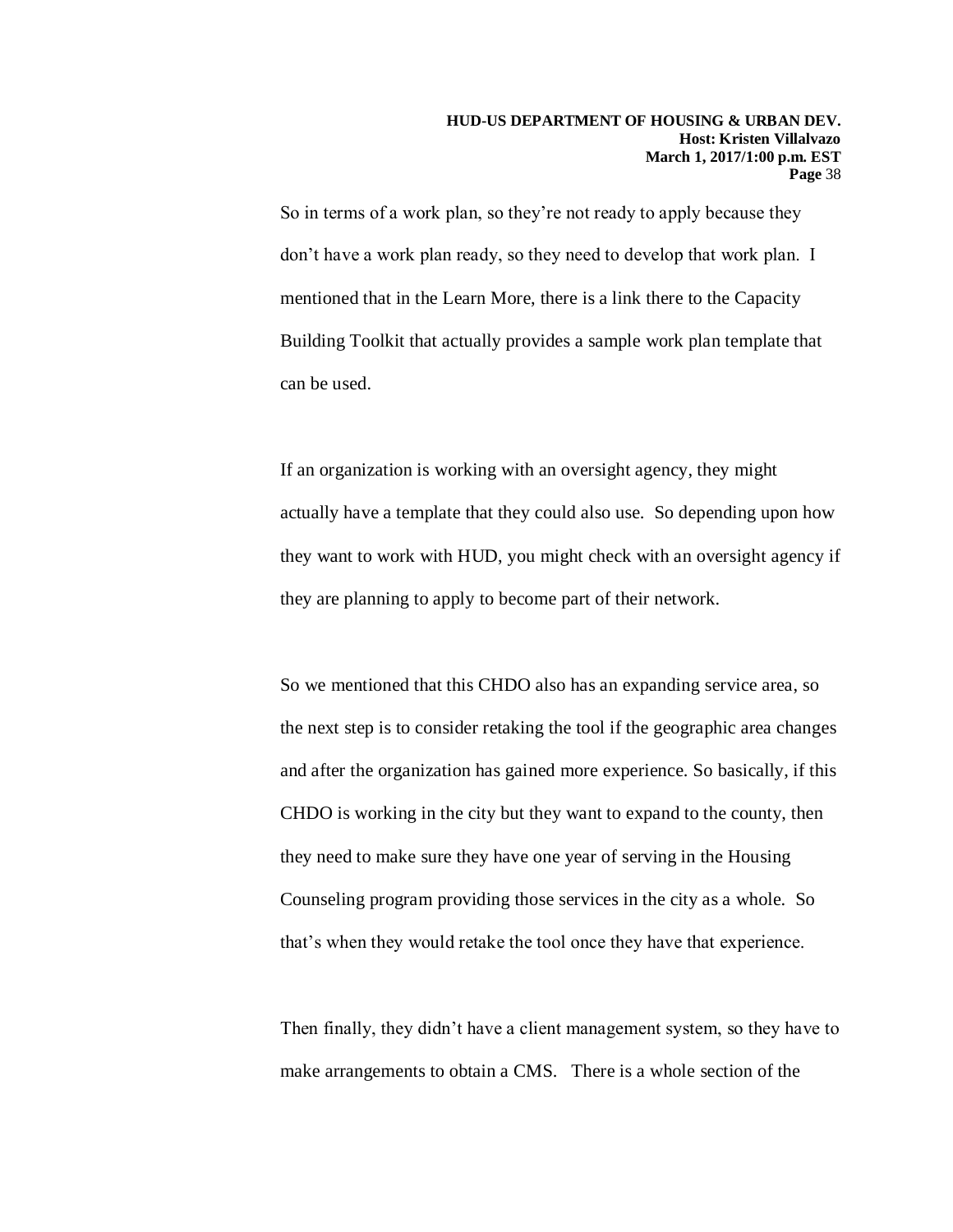So in terms of a work plan, so they're not ready to apply because they don't have a work plan ready, so they need to develop that work plan. I mentioned that in the Learn More, there is a link there to the Capacity Building Toolkit that actually provides a sample work plan template that can be used.

If an organization is working with an oversight agency, they might actually have a template that they could also use. So depending upon how they want to work with HUD, you might check with an oversight agency if they are planning to apply to become part of their network.

So we mentioned that this CHDO also has an expanding service area, so the next step is to consider retaking the tool if the geographic area changes and after the organization has gained more experience. So basically, if this CHDO is working in the city but they want to expand to the county, then they need to make sure they have one year of serving in the Housing Counseling program providing those services in the city as a whole. So that's when they would retake the tool once they have that experience.

Then finally, they didn't have a client management system, so they have to make arrangements to obtain a CMS. There is a whole section of the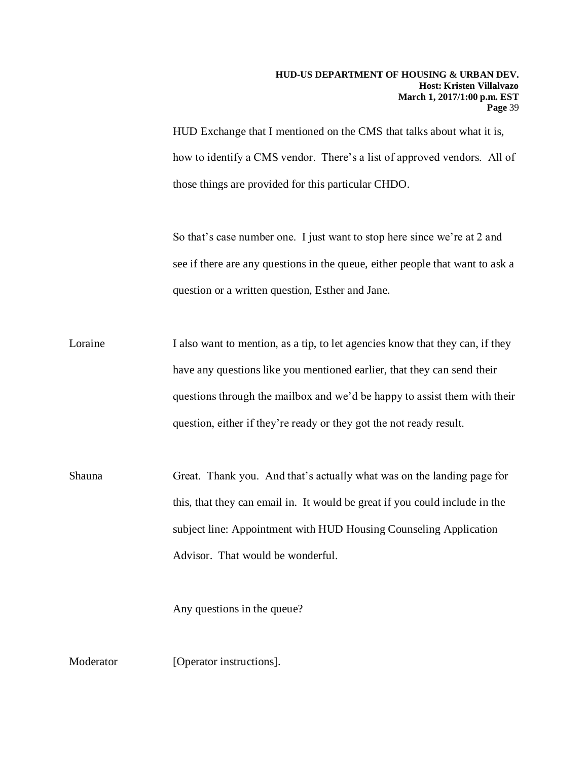HUD Exchange that I mentioned on the CMS that talks about what it is, how to identify a CMS vendor. There's a list of approved vendors. All of those things are provided for this particular CHDO.

So that's case number one. I just want to stop here since we're at 2 and see if there are any questions in the queue, either people that want to ask a question or a written question, Esther and Jane.

Loraine I also want to mention, as a tip, to let agencies know that they can, if they have any questions like you mentioned earlier, that they can send their questions through the mailbox and we'd be happy to assist them with their question, either if they're ready or they got the not ready result.

Shauna Great. Thank you. And that's actually what was on the landing page for this, that they can email in. It would be great if you could include in the subject line: Appointment with HUD Housing Counseling Application Advisor. That would be wonderful.

Any questions in the queue?

Moderator [Operator instructions].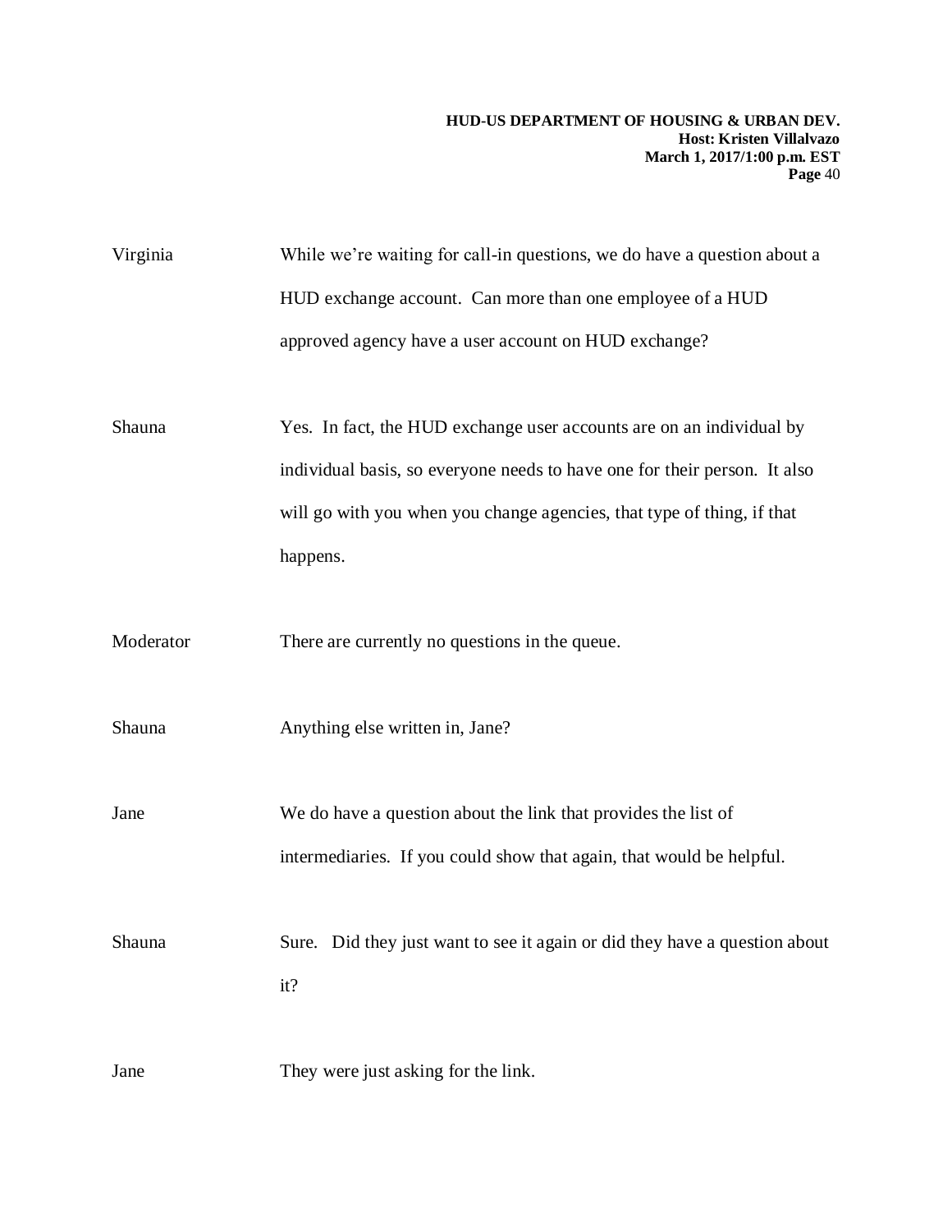Virginia While we're waiting for call-in questions, we do have a question about a HUD exchange account. Can more than one employee of a HUD approved agency have a user account on HUD exchange?

Shauna Yes. In fact, the HUD exchange user accounts are on an individual by individual basis, so everyone needs to have one for their person. It also will go with you when you change agencies, that type of thing, if that happens.

Moderator There are currently no questions in the queue.

Shauna Anything else written in, Jane?

Jane We do have a question about the link that provides the list of intermediaries. If you could show that again, that would be helpful.

Shauna Sure. Did they just want to see it again or did they have a question about it?

Jane They were just asking for the link.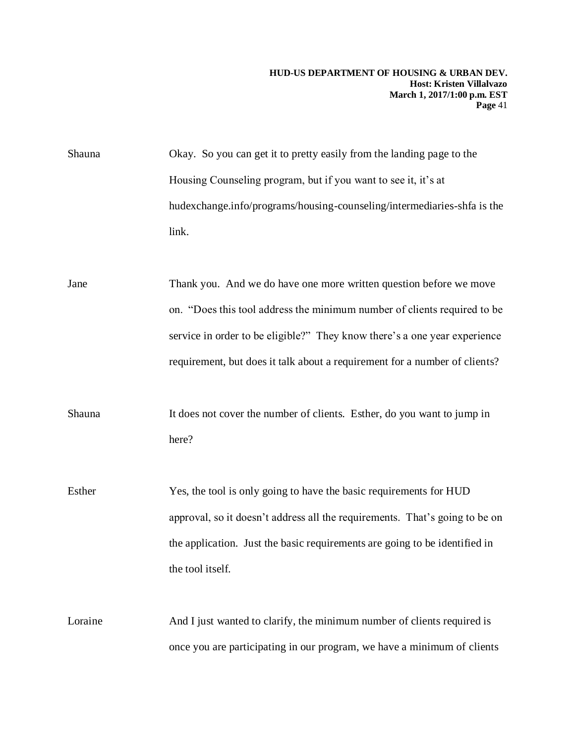Shauna Okay. So you can get it to pretty easily from the landing page to the Housing Counseling program, but if you want to see it, it's at hudexchange.info/programs/housing-counseling/intermediaries-shfa is the link.

Jane Thank you. And we do have one more written question before we move on. "Does this tool address the minimum number of clients required to be service in order to be eligible?" They know there's a one year experience requirement, but does it talk about a requirement for a number of clients?

Shauna It does not cover the number of clients. Esther, do you want to jump in here?

Esther Yes, the tool is only going to have the basic requirements for HUD approval, so it doesn't address all the requirements. That's going to be on the application. Just the basic requirements are going to be identified in the tool itself.

Loraine And I just wanted to clarify, the minimum number of clients required is once you are participating in our program, we have a minimum of clients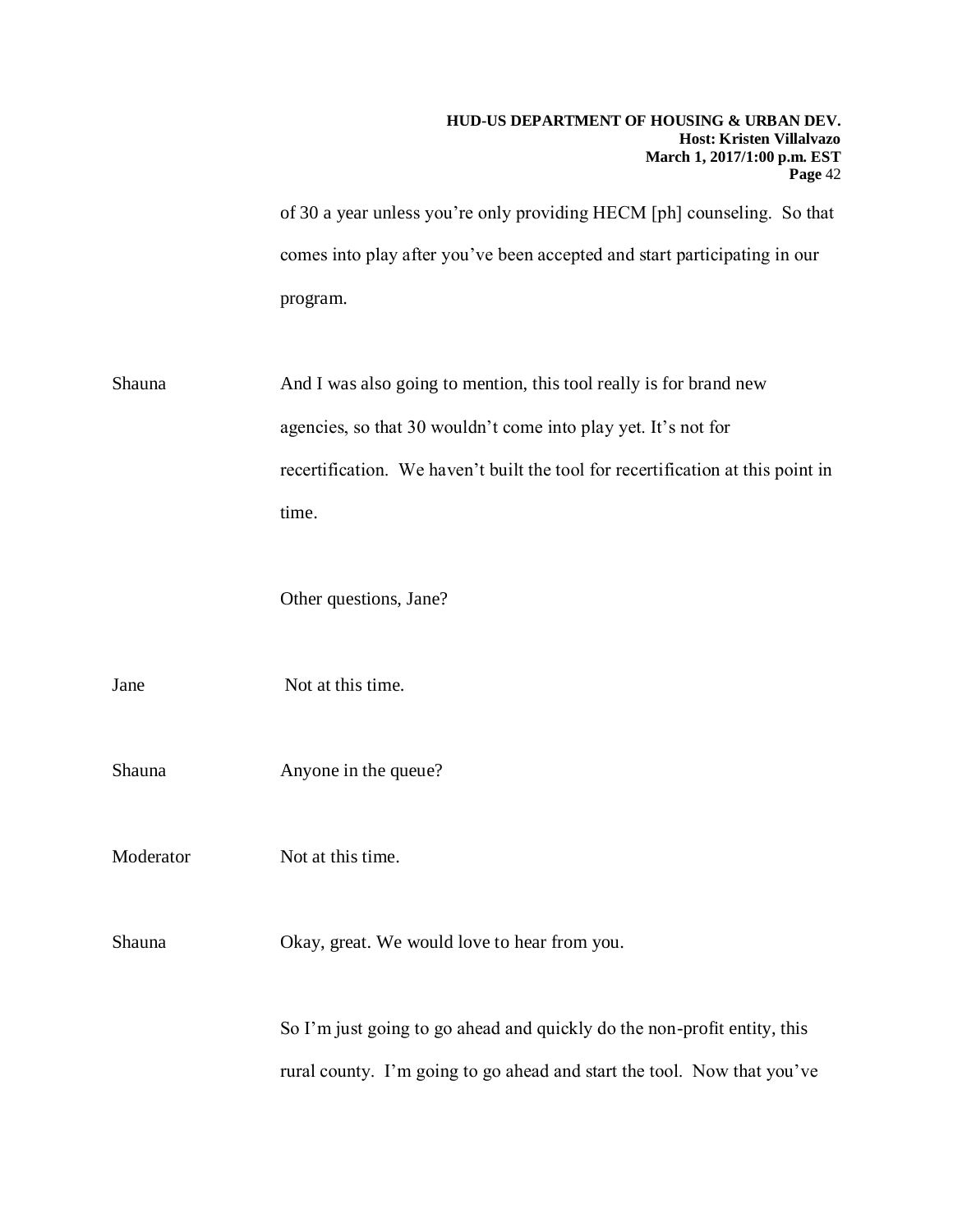of 30 a year unless you're only providing HECM [ph] counseling. So that comes into play after you've been accepted and start participating in our program.

Shauna And I was also going to mention, this tool really is for brand new agencies, so that 30 wouldn't come into play yet. It's not for recertification. We haven't built the tool for recertification at this point in time.

Other questions, Jane?

Jane Not at this time.

Shauna Anyone in the queue?

Moderator Not at this time.

Shauna Okay, great. We would love to hear from you.

So I'm just going to go ahead and quickly do the non-profit entity, this rural county. I'm going to go ahead and start the tool. Now that you've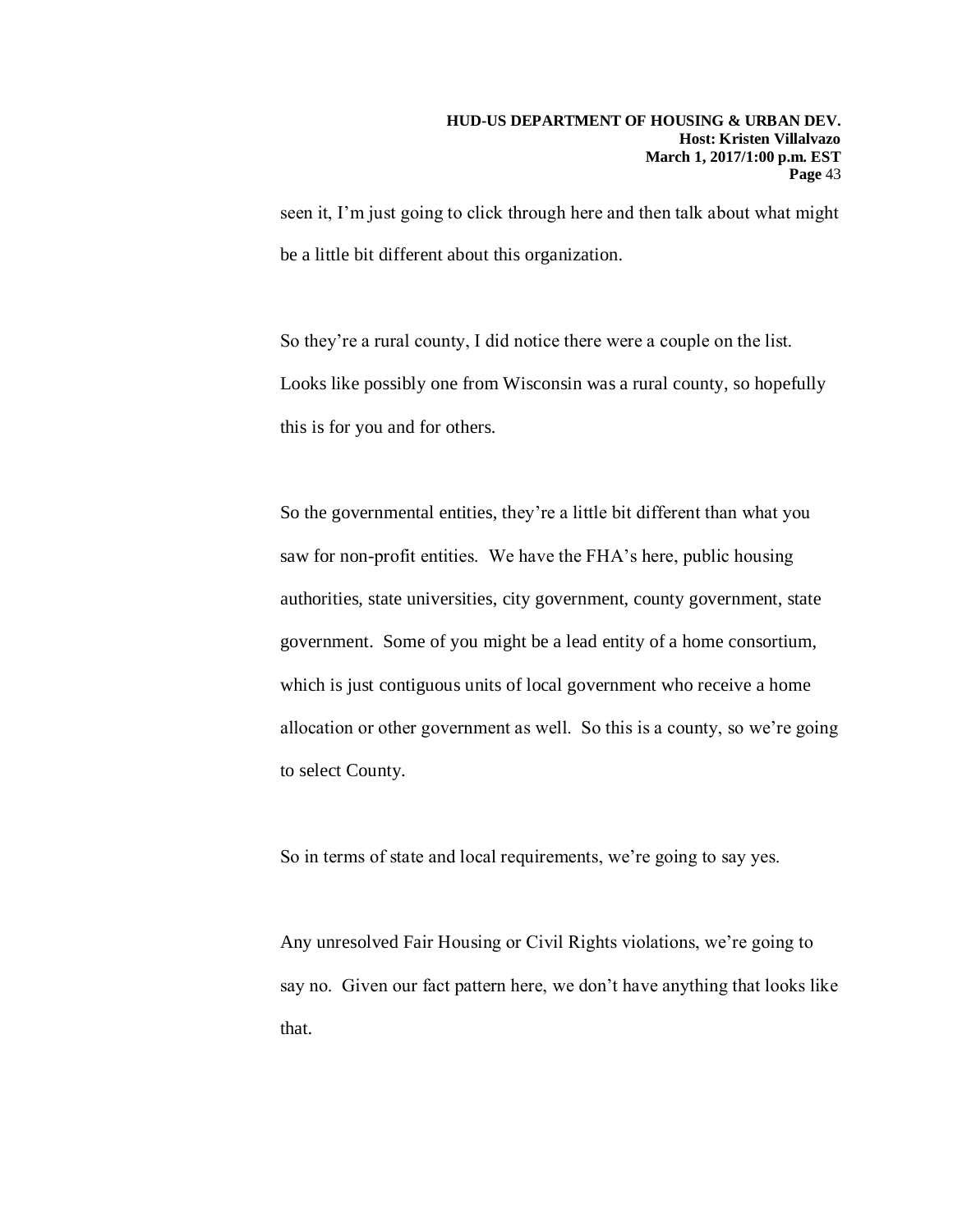seen it, I'm just going to click through here and then talk about what might be a little bit different about this organization.

So they're a rural county, I did notice there were a couple on the list. Looks like possibly one from Wisconsin was a rural county, so hopefully this is for you and for others.

So the governmental entities, they're a little bit different than what you saw for non-profit entities. We have the FHA's here, public housing authorities, state universities, city government, county government, state government. Some of you might be a lead entity of a home consortium, which is just contiguous units of local government who receive a home allocation or other government as well. So this is a county, so we're going to select County.

So in terms of state and local requirements, we're going to say yes.

Any unresolved Fair Housing or Civil Rights violations, we're going to say no. Given our fact pattern here, we don't have anything that looks like that.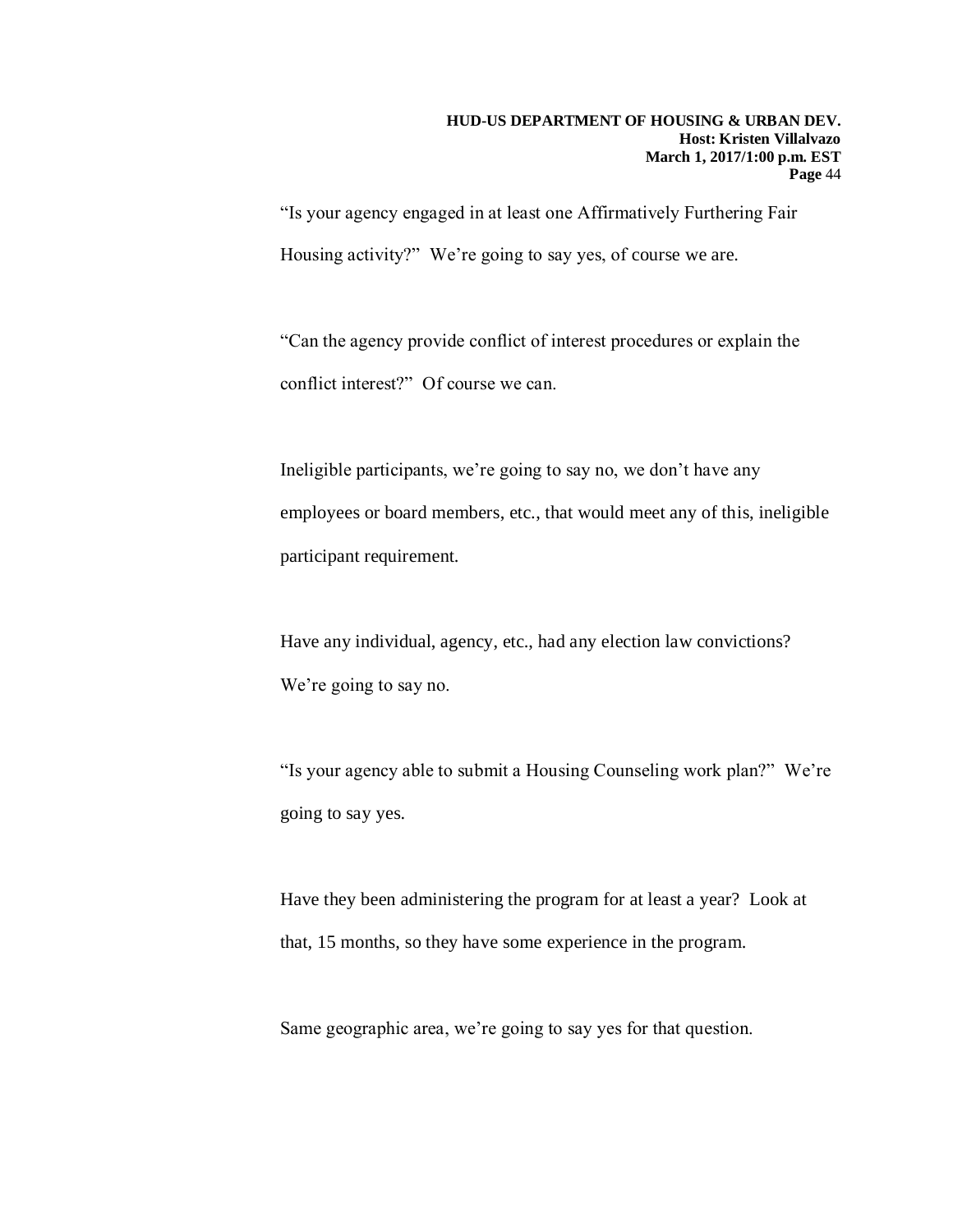"Is your agency engaged in at least one Affirmatively Furthering Fair Housing activity?" We're going to say yes, of course we are.

"Can the agency provide conflict of interest procedures or explain the conflict interest?" Of course we can.

Ineligible participants, we're going to say no, we don't have any employees or board members, etc., that would meet any of this, ineligible participant requirement.

Have any individual, agency, etc., had any election law convictions? We're going to say no.

"Is your agency able to submit a Housing Counseling work plan?" We're going to say yes.

Have they been administering the program for at least a year? Look at that, 15 months, so they have some experience in the program.

Same geographic area, we're going to say yes for that question.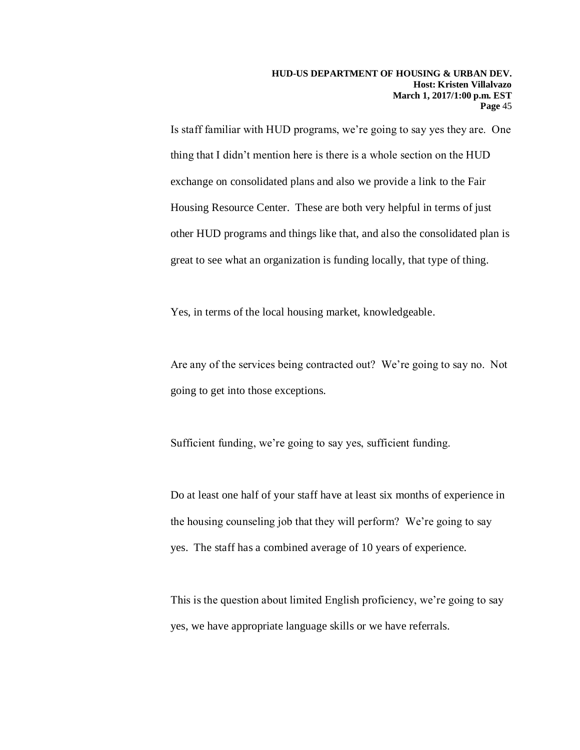Is staff familiar with HUD programs, we're going to say yes they are. One thing that I didn't mention here is there is a whole section on the HUD exchange on consolidated plans and also we provide a link to the Fair Housing Resource Center. These are both very helpful in terms of just other HUD programs and things like that, and also the consolidated plan is great to see what an organization is funding locally, that type of thing.

Yes, in terms of the local housing market, knowledgeable.

Are any of the services being contracted out? We're going to say no. Not going to get into those exceptions.

Sufficient funding, we're going to say yes, sufficient funding.

Do at least one half of your staff have at least six months of experience in the housing counseling job that they will perform? We're going to say yes. The staff has a combined average of 10 years of experience.

This is the question about limited English proficiency, we're going to say yes, we have appropriate language skills or we have referrals.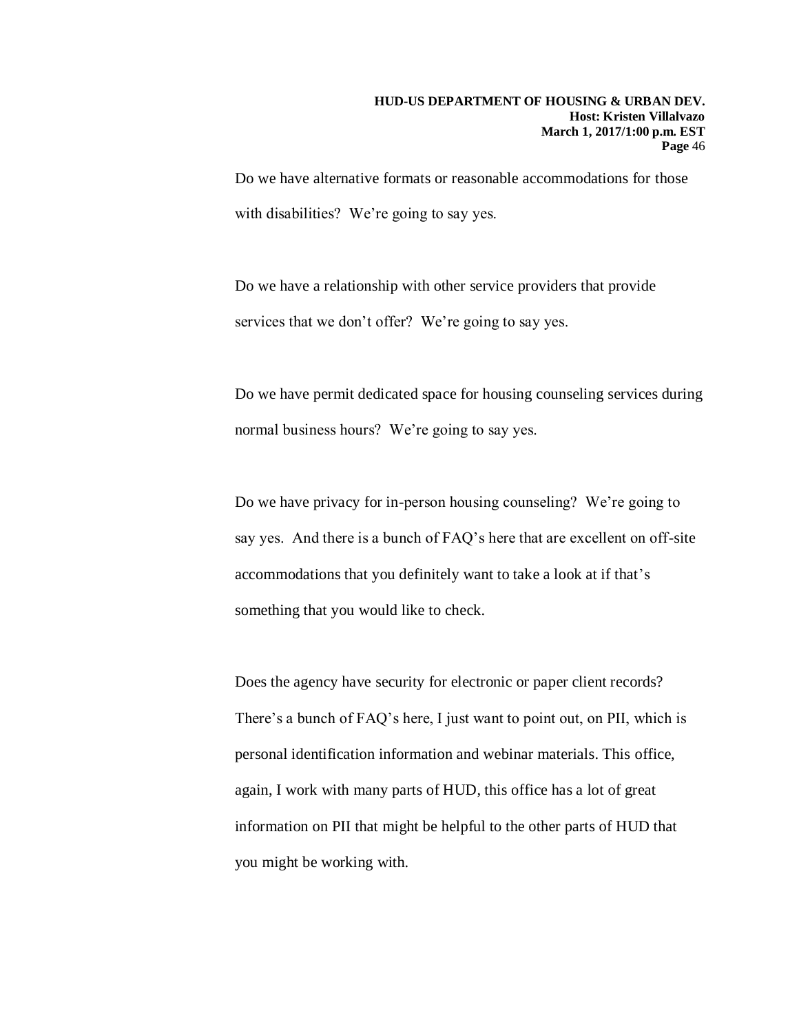Do we have alternative formats or reasonable accommodations for those with disabilities? We're going to say yes.

Do we have a relationship with other service providers that provide services that we don't offer? We're going to say yes.

Do we have permit dedicated space for housing counseling services during normal business hours? We're going to say yes.

Do we have privacy for in-person housing counseling? We're going to say yes. And there is a bunch of FAQ's here that are excellent on off-site accommodations that you definitely want to take a look at if that's something that you would like to check.

Does the agency have security for electronic or paper client records? There's a bunch of FAQ's here, I just want to point out, on PII, which is personal identification information and webinar materials. This office, again, I work with many parts of HUD, this office has a lot of great information on PII that might be helpful to the other parts of HUD that you might be working with.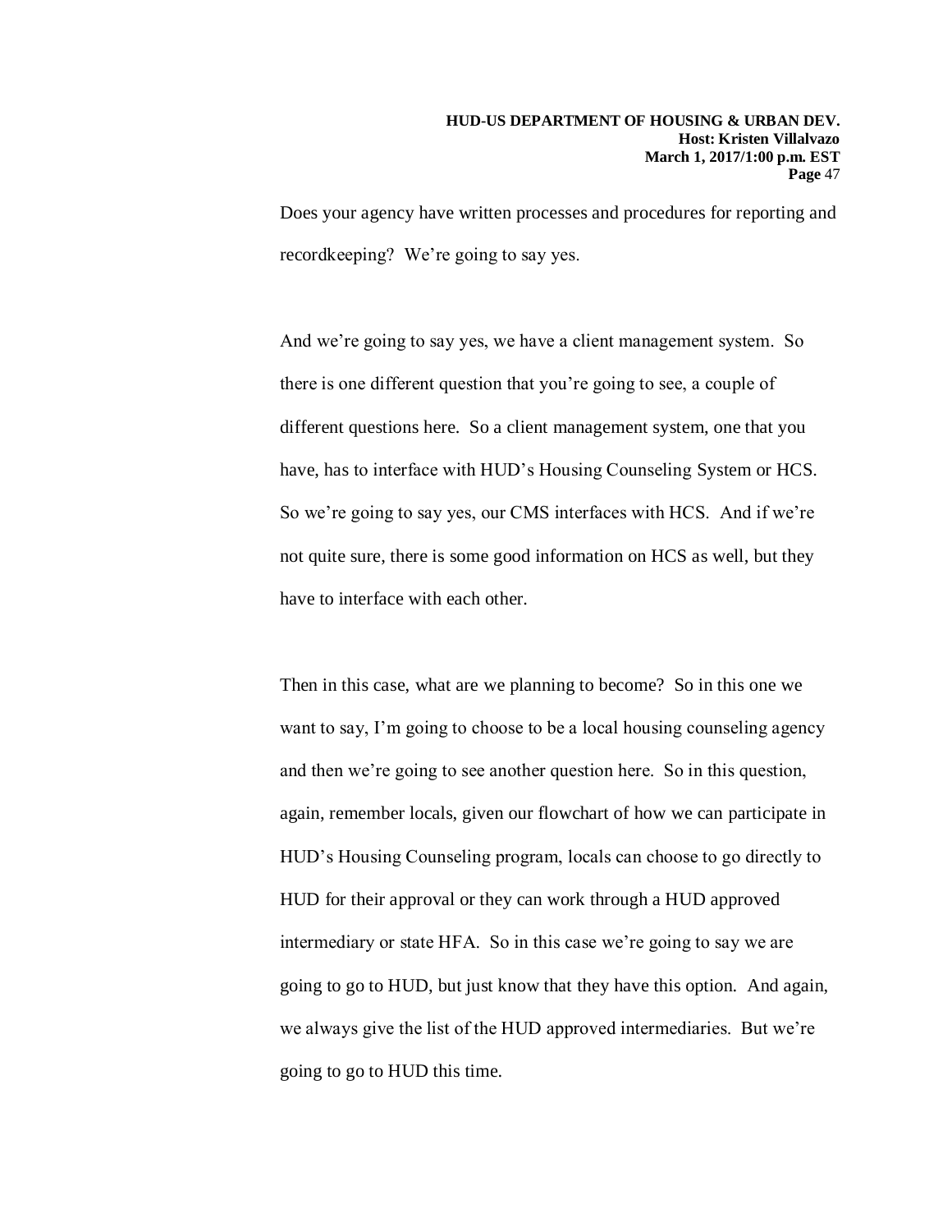Does your agency have written processes and procedures for reporting and recordkeeping? We're going to say yes.

And we're going to say yes, we have a client management system. So there is one different question that you're going to see, a couple of different questions here. So a client management system, one that you have, has to interface with HUD's Housing Counseling System or HCS. So we're going to say yes, our CMS interfaces with HCS. And if we're not quite sure, there is some good information on HCS as well, but they have to interface with each other.

Then in this case, what are we planning to become? So in this one we want to say, I'm going to choose to be a local housing counseling agency and then we're going to see another question here. So in this question, again, remember locals, given our flowchart of how we can participate in HUD's Housing Counseling program, locals can choose to go directly to HUD for their approval or they can work through a HUD approved intermediary or state HFA. So in this case we're going to say we are going to go to HUD, but just know that they have this option. And again, we always give the list of the HUD approved intermediaries. But we're going to go to HUD this time.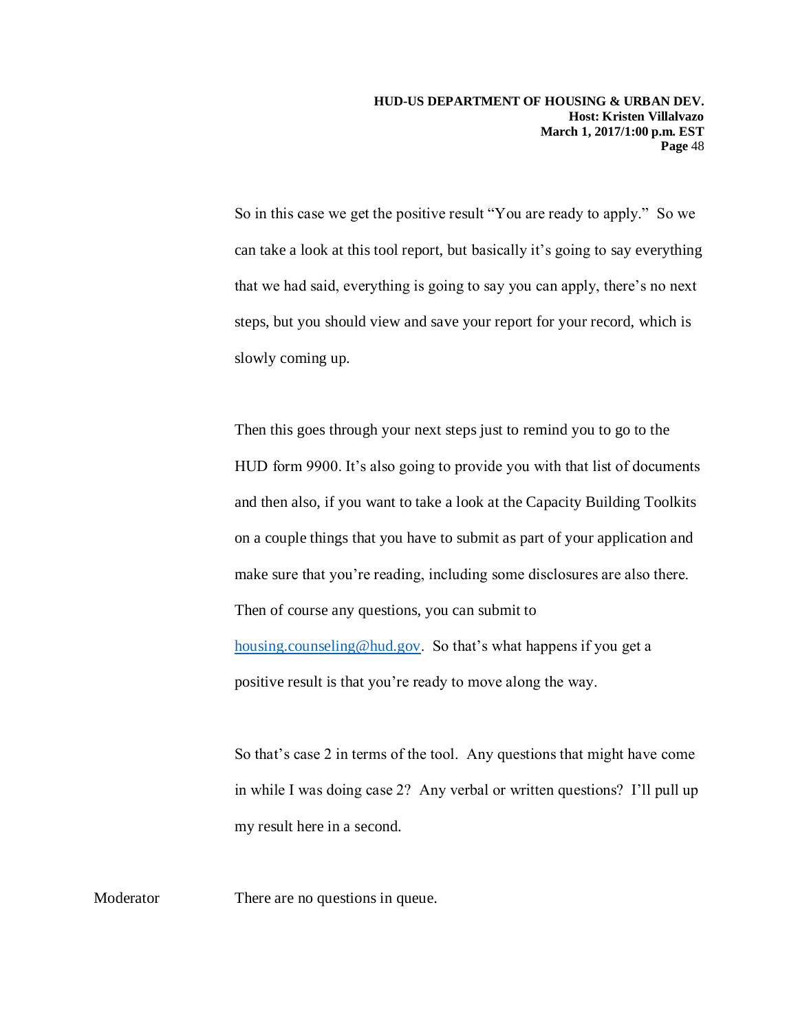So in this case we get the positive result "You are ready to apply." So we can take a look at this tool report, but basically it's going to say everything that we had said, everything is going to say you can apply, there's no next steps, but you should view and save your report for your record, which is slowly coming up.

Then this goes through your next steps just to remind you to go to the HUD form 9900. It's also going to provide you with that list of documents and then also, if you want to take a look at the Capacity Building Toolkits on a couple things that you have to submit as part of your application and make sure that you're reading, including some disclosures are also there. Then of course any questions, you can submit to [housing.counseling@hud.gov](mailto:housing.counseling@hud.gov). So that's what happens if you get a positive result is that you're ready to move along the way.

So that's case 2 in terms of the tool. Any questions that might have come in while I was doing case 2? Any verbal or written questions? I'll pull up my result here in a second.

Moderator There are no questions in queue.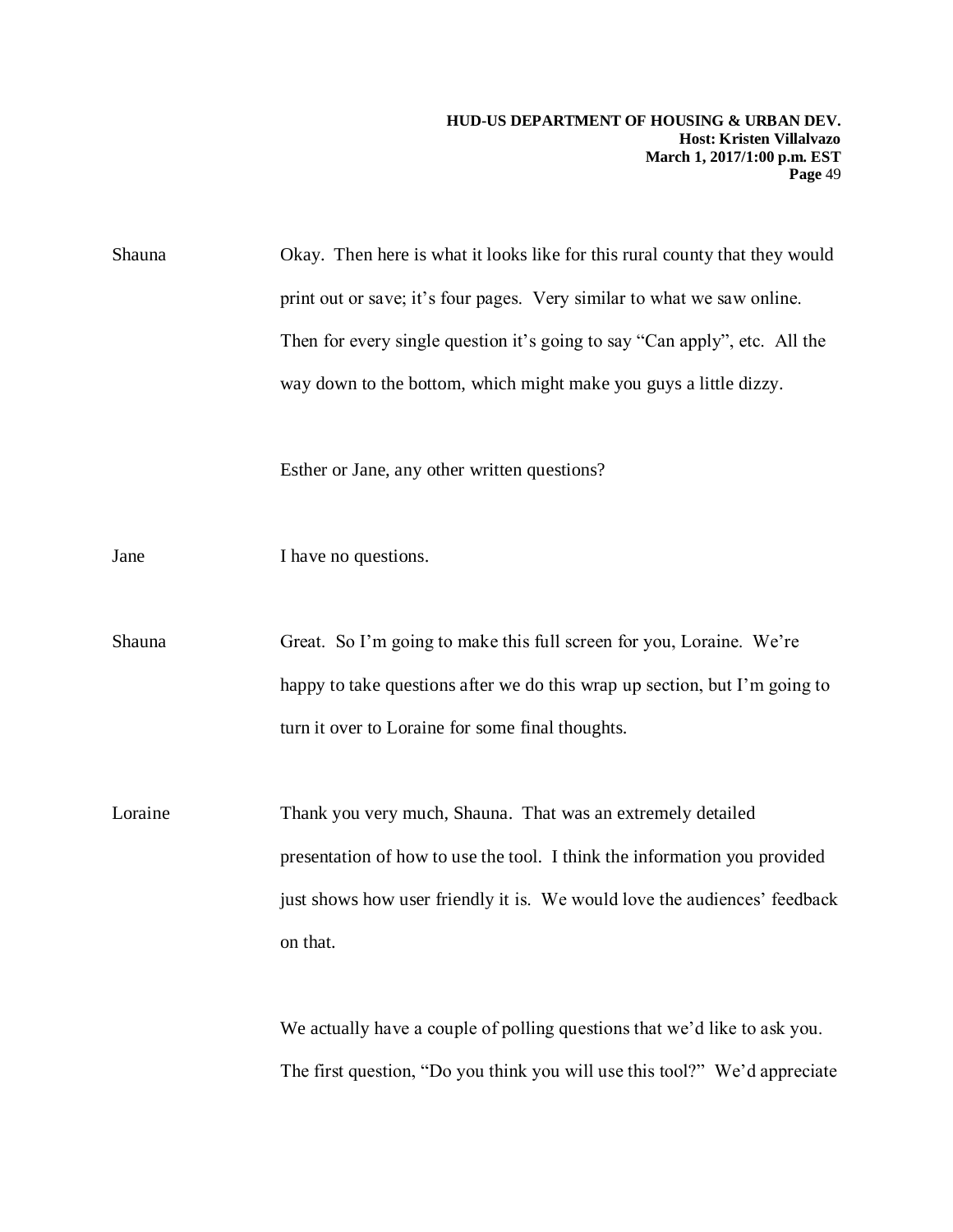Shauna Okay. Then here is what it looks like for this rural county that they would print out or save; it's four pages. Very similar to what we saw online. Then for every single question it's going to say "Can apply", etc. All the way down to the bottom, which might make you guys a little dizzy.

Esther or Jane, any other written questions?

Jane I have no questions.

Shauna Great. So I'm going to make this full screen for you, Loraine. We're happy to take questions after we do this wrap up section, but I'm going to turn it over to Loraine for some final thoughts.

Loraine Thank you very much, Shauna. That was an extremely detailed presentation of how to use the tool. I think the information you provided just shows how user friendly it is. We would love the audiences' feedback on that.

We actually have a couple of polling questions that we'd like to ask you. The first question, "Do you think you will use this tool?" We'd appreciate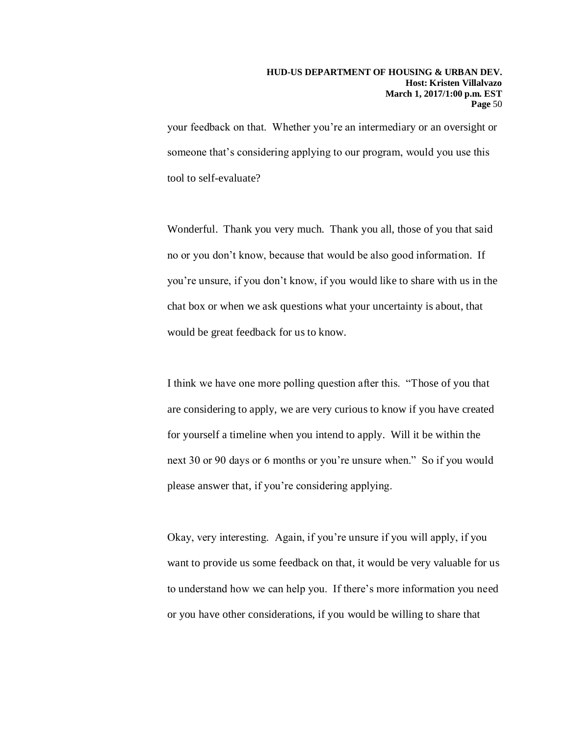your feedback on that. Whether you're an intermediary or an oversight or someone that's considering applying to our program, would you use this tool to self-evaluate?

Wonderful. Thank you very much. Thank you all, those of you that said no or you don't know, because that would be also good information. If you're unsure, if you don't know, if you would like to share with us in the chat box or when we ask questions what your uncertainty is about, that would be great feedback for us to know.

I think we have one more polling question after this. "Those of you that are considering to apply, we are very curious to know if you have created for yourself a timeline when you intend to apply. Will it be within the next 30 or 90 days or 6 months or you're unsure when." So if you would please answer that, if you're considering applying.

Okay, very interesting. Again, if you're unsure if you will apply, if you want to provide us some feedback on that, it would be very valuable for us to understand how we can help you. If there's more information you need or you have other considerations, if you would be willing to share that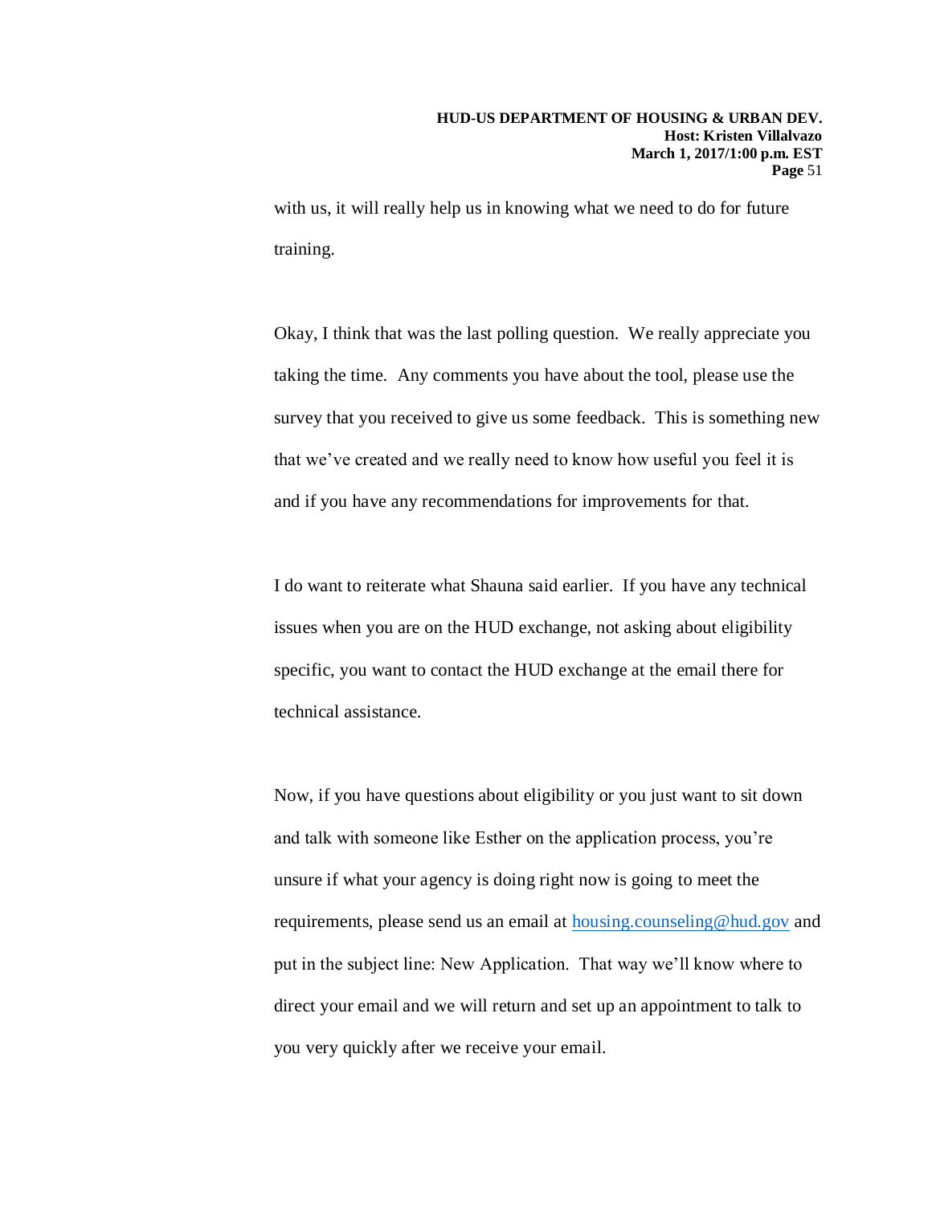with us, it will really help us in knowing what we need to do for future training.

Okay, I think that was the last polling question. We really appreciate you taking the time. Any comments you have about the tool, please use the survey that you received to give us some feedback. This is something new that we've created and we really need to know how useful you feel it is and if you have any recommendations for improvements for that.

I do want to reiterate what Shauna said earlier. If you have any technical issues when you are on the HUD exchange, not asking about eligibility specific, you want to contact the HUD exchange at the email there for technical assistance.

Now, if you have questions about eligibility or you just want to sit down and talk with someone like Esther on the application process, you're unsure if what your agency is doing right now is going to meet the requirements, please send us an email at housing.counseling@hud.gov and put in the subject line: New Application. That way we'll know where to direct your email and we will return and set up an appointment to talk to you very quickly after we receive your email.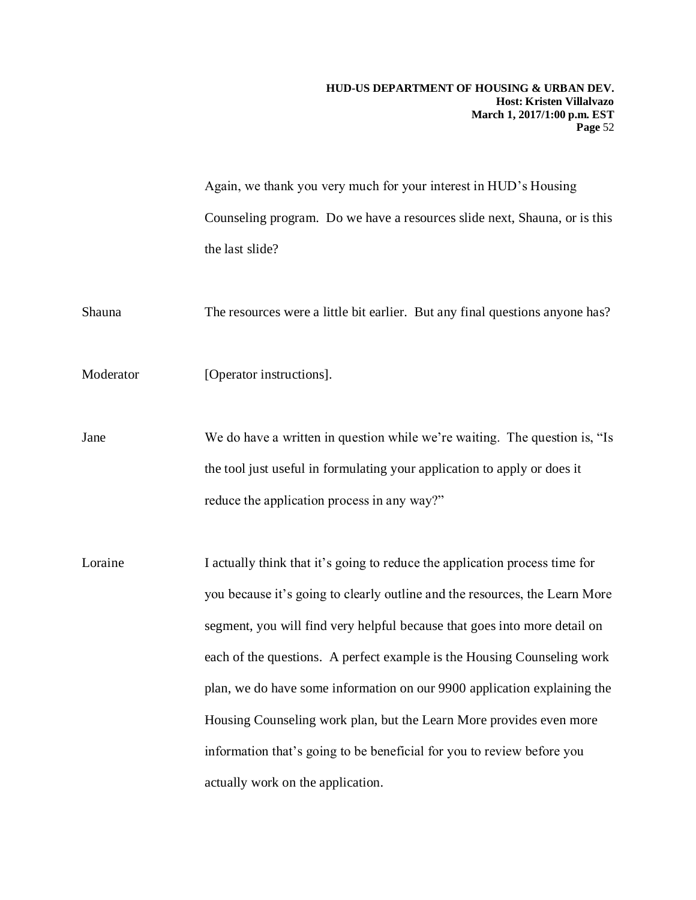Again, we thank you very much for your interest in HUD's Housing Counseling program. Do we have a resources slide next, Shauna, or is this the last slide?

Shauna The resources were a little bit earlier. But any final questions anyone has?

Moderator [Operator instructions].

Jane We do have a written in question while we're waiting. The question is, "Is the tool just useful in formulating your application to apply or does it reduce the application process in any way?"

Loraine I actually think that it's going to reduce the application process time for you because it's going to clearly outline and the resources, the Learn More segment, you will find very helpful because that goes into more detail on each of the questions. A perfect example is the Housing Counseling work plan, we do have some information on our 9900 application explaining the Housing Counseling work plan, but the Learn More provides even more information that's going to be beneficial for you to review before you actually work on the application.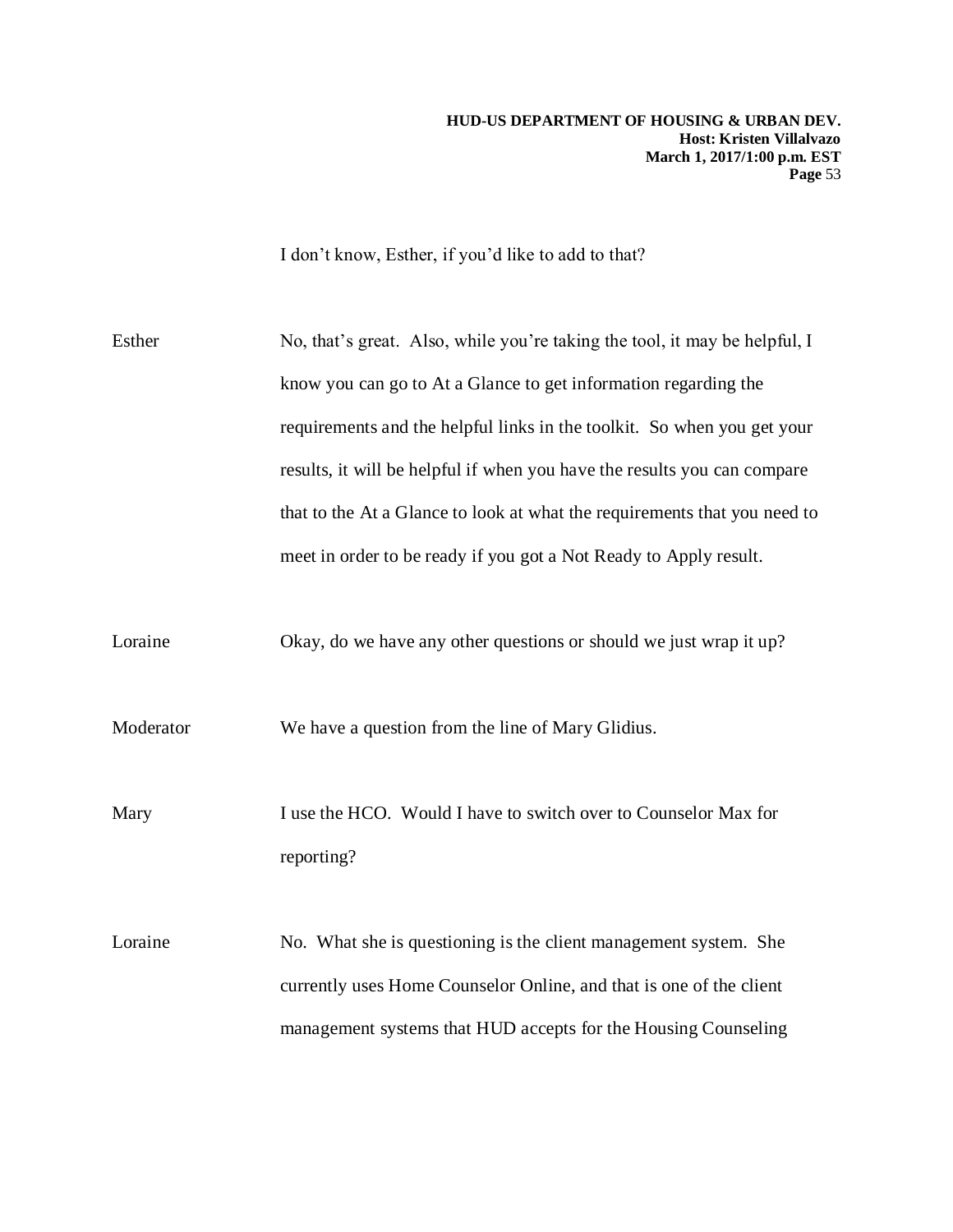I don't know, Esther, if you'd like to add to that?

Esther No, that's great. Also, while you're taking the tool, it may be helpful, I know you can go to At a Glance to get information regarding the requirements and the helpful links in the toolkit. So when you get your results, it will be helpful if when you have the results you can compare that to the At a Glance to look at what the requirements that you need to meet in order to be ready if you got a Not Ready to Apply result.

Loraine Okay, do we have any other questions or should we just wrap it up?

Moderator We have a question from the line of Mary Glidius.

Mary I use the HCO. Would I have to switch over to Counselor Max for reporting?

Loraine No. What she is questioning is the client management system. She currently uses Home Counselor Online, and that is one of the client management systems that HUD accepts for the Housing Counseling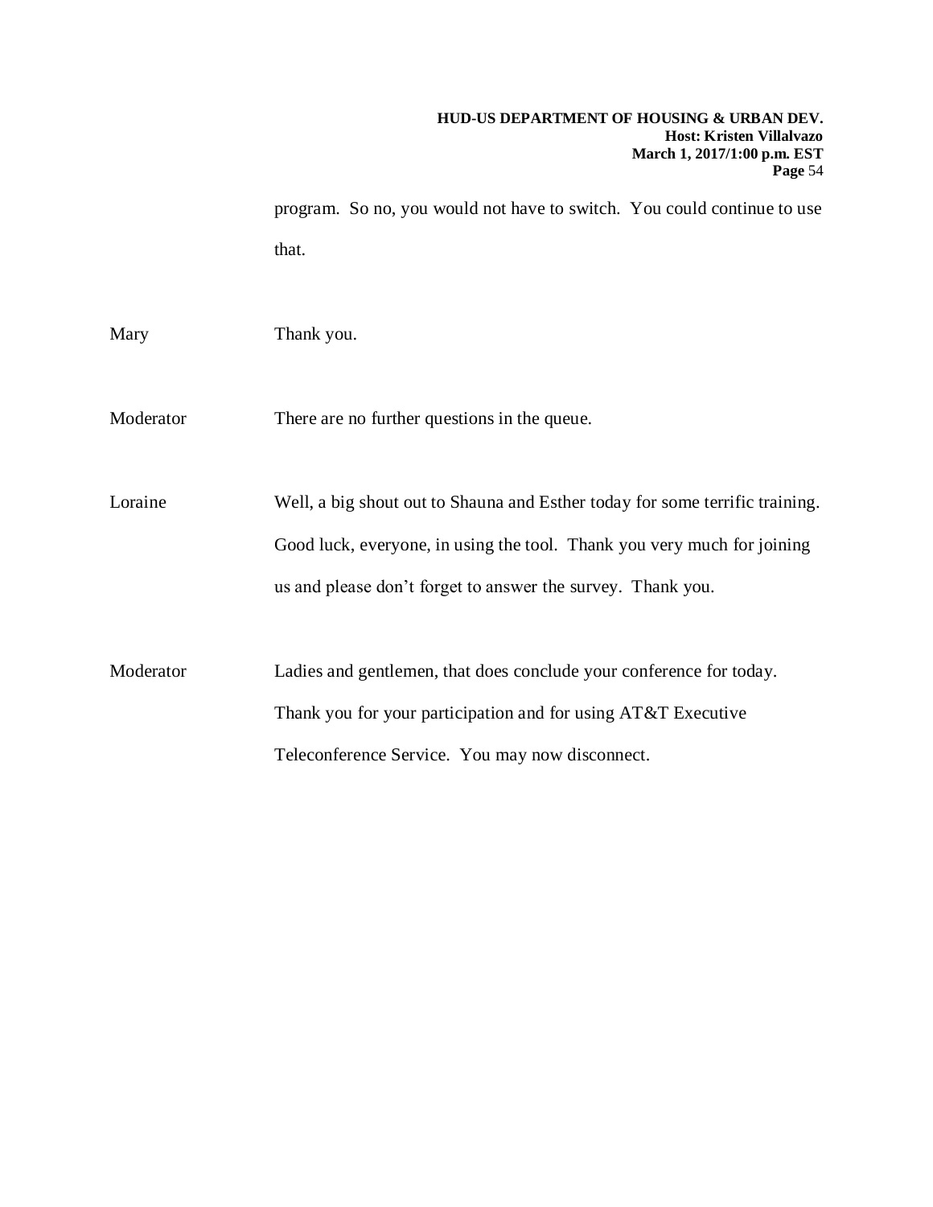program. So no, you would not have to switch. You could continue to use that.

Mary Thank you.

Moderator There are no further questions in the queue.

Loraine Well, a big shout out to Shauna and Esther today for some terrific training. Good luck, everyone, in using the tool. Thank you very much for joining us and please don't forget to answer the survey. Thank you.

Moderator Ladies and gentlemen, that does conclude your conference for today. Thank you for your participation and for using AT&T Executive Teleconference Service. You may now disconnect.